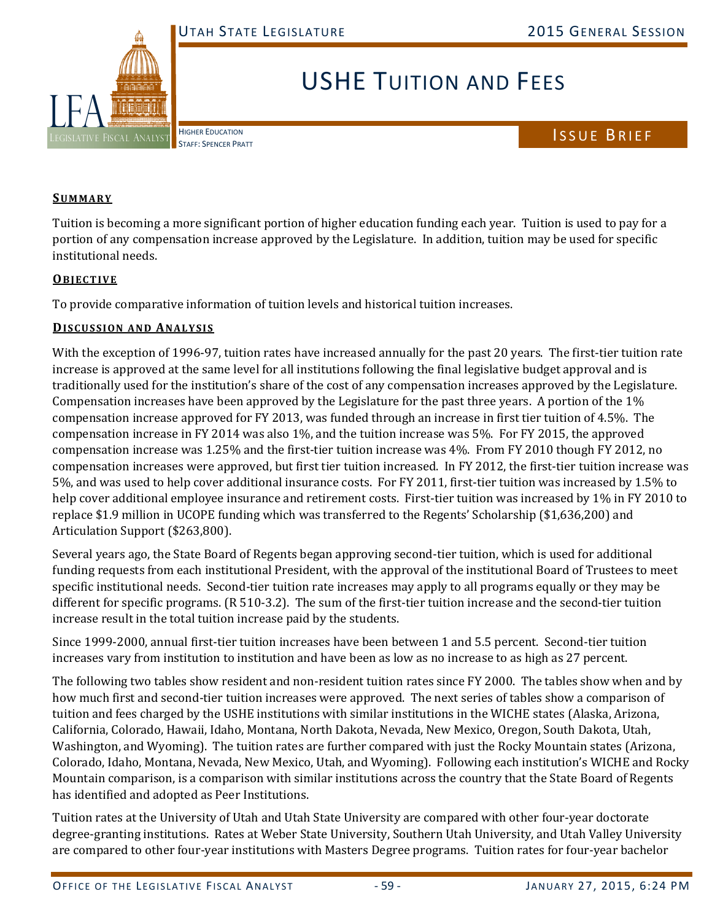# USHE Tuition and Fees

Higher Education
Staff: Spencer Pratt

Issue Brief

## Summary

Tuition is becoming a more significant portion of higher education funding each year. Tuition is used to pay for a portion of any compensation increase approved by the Legislature. In addition, tuition may be used for specific institutional needs.

## Objective

To provide comparative information of tuition levels and historical tuition increases.

## Discussion and Analysis

With the exception of 1996-97, tuition rates have increased annually for the past 20 years. The first-tier tuition rate increase is approved at the same level for all institutions following the final legislative budget approval and is traditionally used for the institution's share of the cost of any compensation increases approved by the Legislature. Compensation increases have been approved by the Legislature for the past three years. A portion of the 1% compensation increase approved for FY 2013, was funded through an increase in first tier tuition of 4.5%. The compensation increase in FY 2014 was also 1%, and the tuition increase was 5%. For FY 2015, the approved compensation increase was 1.25% and the first-tier tuition increase was 4%. From FY 2010 though FY 2012, no compensation increases were approved, but first tier tuition increased. In FY 2012, the first-tier tuition increase was 5%, and was used to help cover additional insurance costs. For FY 2011, first-tier tuition was increased by 1.5% to help cover additional employee insurance and retirement costs. First-tier tuition was increased by 1% in FY 2010 to replace $1.9 million in UCOPE funding which was transferred to the Regents' Scholarship ($1,636,200) and Articulation Support ($263,800).

Several years ago, the State Board of Regents began approving second-tier tuition, which is used for additional funding requests from each institutional President, with the approval of the institutional Board of Trustees to meet specific institutional needs. Second-tier tuition rate increases may apply to all programs equally or they may be different for specific programs. (R 510-3.2). The sum of the first-tier tuition increase and the second-tier tuition increase result in the total tuition increase paid by the students.

Since 1999-2000, annual first-tier tuition increases have been between 1 and 5.5 percent. Second-tier tuition increases vary from institution to institution and have been as low as no increase to as high as 27 percent.

The following two tables show resident and non-resident tuition rates since FY 2000. The tables show when and by how much first and second-tier tuition increases were approved. The next series of tables show a comparison of tuition and fees charged by the USHE institutions with similar institutions in the WICHE states (Alaska, Arizona, California, Colorado, Hawaii, Idaho, Montana, North Dakota, Nevada, New Mexico, Oregon, South Dakota, Utah, Washington, and Wyoming). The tuition rates are further compared with just the Rocky Mountain states (Arizona, Colorado, Idaho, Montana, Nevada, New Mexico, Utah, and Wyoming). Following each institution's WICHE and Rocky Mountain comparison, is a comparison with similar institutions across the country that the State Board of Regents has identified and adopted as Peer Institutions.

Tuition rates at the University of Utah and Utah State University are compared with other four-year doctorate degree-granting institutions. Rates at Weber State University, Southern Utah University, and Utah Valley University are compared to other four-year institutions with Masters Degree programs. Tuition rates for four-year bachelor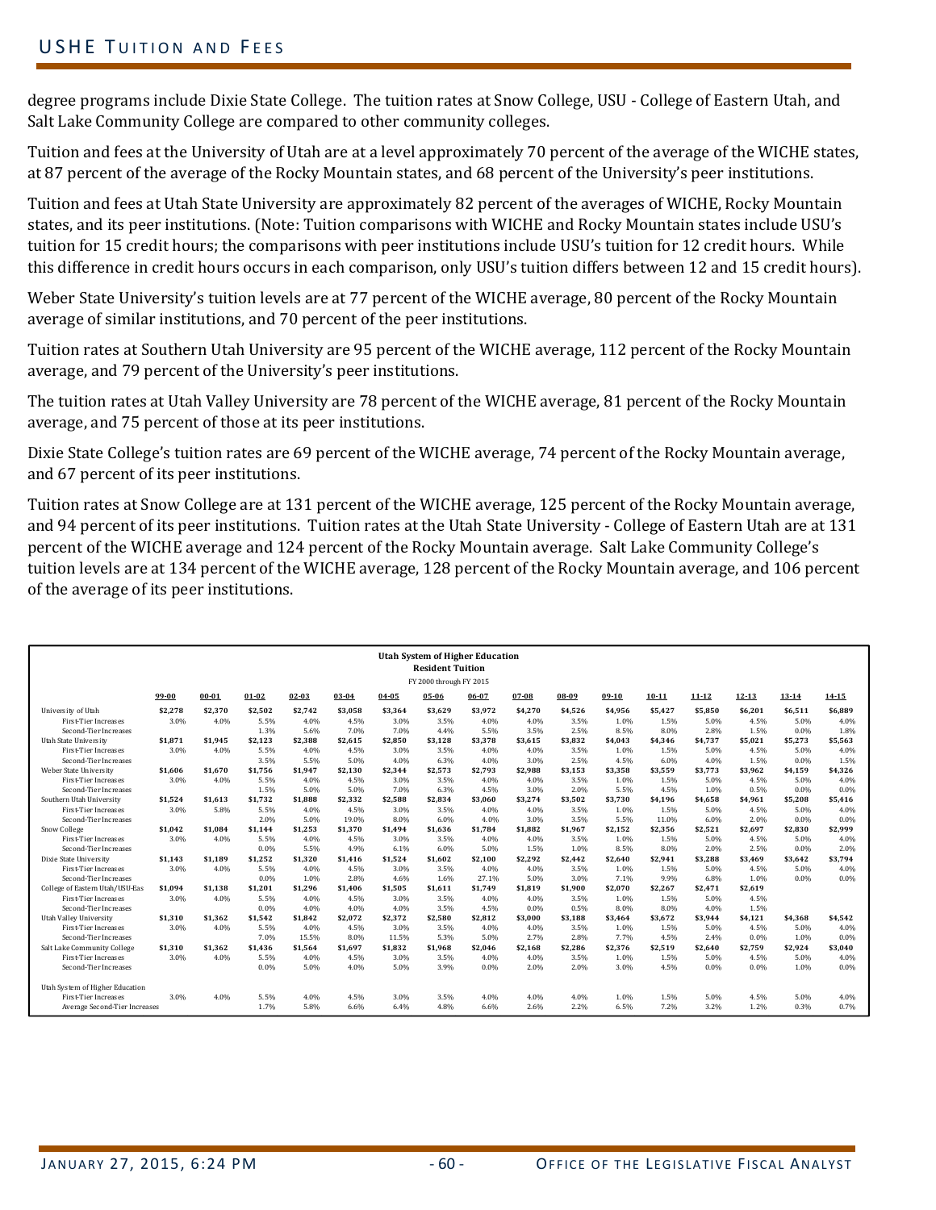degree programs include Dixie State College. The tuition rates at Snow College, USU - College of Eastern Utah, and Salt Lake Community College are compared to other community colleges.

Tuition and fees at the University of Utah are at a level approximately 70 percent of the average of the WICHE states, at 87 percent of the average of the Rocky Mountain states, and 68 percent of the University's peer institutions.

Tuition and fees at Utah State University are approximately 82 percent of the averages of WICHE, Rocky Mountain states, and its peer institutions. (Note: Tuition comparisons with WICHE and Rocky Mountain states include USU's tuition for 15 credit hours; the comparisons with peer institutions include USU's tuition for 12 credit hours. While this difference in credit hours occurs in each comparison, only USU's tuition differs between 12 and 15 credit hours).

Weber State University's tuition levels are at 77 percent of the WICHE average, 80 percent of the Rocky Mountain average of similar institutions, and 70 percent of the peer institutions.

Tuition rates at Southern Utah University are 95 percent of the WICHE average, 112 percent of the Rocky Mountain average, and 79 percent of the University's peer institutions.

The tuition rates at Utah Valley University are 78 percent of the WICHE average, 81 percent of the Rocky Mountain average, and 75 percent of those at its peer institutions.

Dixie State College's tuition rates are 69 percent of the WICHE average, 74 percent of the Rocky Mountain average, and 67 percent of its peer institutions.

Tuition rates at Snow College are at 131 percent of the WICHE average, 125 percent of the Rocky Mountain average, and 94 percent of its peer institutions. Tuition rates at the Utah State University - College of Eastern Utah are at 131 percent of the WICHE average and 124 percent of the Rocky Mountain average. Salt Lake Community College's tuition levels are at 134 percent of the WICHE average, 128 percent of the Rocky Mountain average, and 106 percent of the average of its peer institutions.

**Utah System of Higher Education**
**Resident Tuition**
FY 2000 through FY 2015

| | 99-00 | 00-01 | 01-02 | 02-03 | 03-04 | 04-05 | 05-06 | 06-07 | 07-08 | 08-09 | 09-10 | 10-11 | 11-12 | 12-13 | 13-14 | 14-15 |
|---|---|---|---|---|---|---|---|---|---|---|---|---|---|---|---|---|
| University of Utah | $2,278 | $2,370 | $2,502 | $2,742 | $3,058 | $3,364 | $3,629 | $3,972 | $4,270 | $4,526 | $4,956 | $5,427 | $5,850 | $6,201 | $6,511 | $6,889 |
| First-Tier Increases | 3.0% | 4.0% | 5.5% | 4.0% | 4.5% | 3.0% | 3.5% | 4.0% | 4.0% | 3.5% | 1.0% | 1.5% | 5.0% | 4.5% | 5.0% | 4.0% |
| Second-Tier Increases | | | 1.3% | 5.6% | 7.0% | 7.0% | 4.4% | 5.5% | 3.5% | 2.5% | 8.5% | 8.0% | 2.8% | 1.5% | 0.0% | 1.8% |
| Utah State University | $1,871 | $1,945 | $2,123 | $2,388 | $2,615 | $2,850 | $3,128 | $3,378 | $3,615 | $3,832 | $4,043 | $4,346 | $4,737 | $5,021 | $5,273 | $5,563 |
| First-Tier Increases | 3.0% | 4.0% | 5.5% | 4.0% | 4.5% | 3.0% | 3.5% | 4.0% | 4.0% | 3.5% | 1.0% | 1.5% | 5.0% | 4.5% | 5.0% | 4.0% |
| Second-Tier Increases | | | 3.5% | 5.5% | 5.0% | 4.0% | 6.3% | 4.0% | 3.0% | 2.5% | 4.5% | 6.0% | 4.0% | 1.5% | 0.0% | 1.5% |
| Weber State University | $1,606 | $1,670 | $1,756 | $1,947 | $2,130 | $2,344 | $2,573 | $2,793 | $2,988 | $3,153 | $3,358 | $3,559 | $3,773 | $3,962 | $4,159 | $4,326 |
| First-Tier Increases | 3.0% | 4.0% | 5.5% | 4.0% | 4.5% | 3.0% | 3.5% | 4.0% | 4.0% | 3.5% | 1.0% | 1.5% | 5.0% | 4.5% | 5.0% | 4.0% |
| Second-Tier Increases | | | 1.5% | 5.0% | 5.0% | 7.0% | 6.3% | 4.5% | 3.0% | 2.0% | 5.5% | 4.5% | 1.0% | 0.5% | 0.0% | 0.0% |
| Southern Utah University | $1,524 | $1,613 | $1,732 | $1,888 | $2,332 | $2,588 | $2,834 | $3,060 | $3,274 | $3,502 | $3,730 | $4,196 | $4,658 | $4,961 | $5,208 | $5,416 |
| First-Tier Increases | 3.0% | 5.8% | 5.5% | 4.0% | 4.5% | 3.0% | 3.5% | 4.0% | 4.0% | 3.5% | 1.0% | 1.5% | 5.0% | 4.5% | 5.0% | 4.0% |
| Second-Tier Increases | | | 2.0% | 5.0% | 19.0% | 8.0% | 6.0% | 4.0% | 3.0% | 3.5% | 5.5% | 11.0% | 6.0% | 2.0% | 0.0% | 0.0% |
| Snow College | $1,042 | $1,084 | $1,144 | $1,253 | $1,370 | $1,494 | $1,636 | $1,784 | $1,882 | $1,967 | $2,152 | $2,356 | $2,521 | $2,697 | $2,830 | $2,999 |
| First-Tier Increases | 3.0% | 4.0% | 5.5% | 4.0% | 4.5% | 3.0% | 3.5% | 4.0% | 4.0% | 3.5% | 1.0% | 1.5% | 5.0% | 4.5% | 5.0% | 4.0% |
| Second-Tier Increases | | | 0.0% | 5.5% | 4.9% | 6.1% | 6.0% | 5.0% | 1.5% | 1.0% | 8.5% | 8.0% | 2.0% | 2.5% | 0.0% | 2.0% |
| Dixie State University | $1,143 | $1,189 | $1,252 | $1,320 | $1,416 | $1,524 | $1,602 | $2,100 | $2,292 | $2,442 | $2,640 | $2,941 | $3,288 | $3,469 | $3,642 | $3,794 |
| First-Tier Increases | 3.0% | 4.0% | 5.5% | 4.0% | 4.5% | 3.0% | 3.5% | 4.0% | 4.0% | 3.5% | 1.0% | 1.5% | 5.0% | 4.5% | 5.0% | 4.0% |
| Second-Tier Increases | | | 0.0% | 1.0% | 2.8% | 4.6% | 1.6% | 27.1% | 5.0% | 3.0% | 7.1% | 9.9% | 6.8% | 1.0% | 0.0% | 0.0% |
| College of Eastern Utah/USU-Eas | $1,094 | $1,138 | $1,201 | $1,296 | $1,406 | $1,505 | $1,611 | $1,749 | $1,819 | $1,900 | $2,070 | $2,267 | $2,471 | $2,619 | | |
| First-Tier Increases | 3.0% | 4.0% | 5.5% | 4.0% | 4.5% | 3.0% | 3.5% | 4.0% | 4.0% | 3.5% | 1.0% | 1.5% | 5.0% | 4.5% | | |
| Second-Tier Increases | | | 0.0% | 4.0% | 4.0% | 4.0% | 3.5% | 4.5% | 0.0% | 0.5% | 8.0% | 8.0% | 4.0% | 1.5% | | |
| Utah Valley University | $1,310 | $1,362 | $1,542 | $1,842 | $2,072 | $2,372 | $2,580 | $2,812 | $3,000 | $3,188 | $3,464 | $3,672 | $3,944 | $4,121 | $4,368 | $4,542 |
| First-Tier Increases | 3.0% | 4.0% | 5.5% | 4.0% | 4.5% | 3.0% | 3.5% | 4.0% | 4.0% | 3.5% | 1.0% | 1.5% | 5.0% | 4.5% | 5.0% | 4.0% |
| Second-Tier Increases | | | 7.0% | 15.5% | 8.0% | 11.5% | 5.3% | 5.0% | 2.7% | 2.8% | 7.7% | 4.5% | 2.4% | 0.0% | 1.0% | 0.0% |
| Salt Lake Community College | $1,310 | $1,362 | $1,436 | $1,564 | $1,697 | $1,832 | $1,968 | $2,046 | $2,168 | $2,286 | $2,376 | $2,519 | $2,640 | $2,759 | $2,924 | $3,040 |
| First-Tier Increases | 3.0% | 4.0% | 5.5% | 4.0% | 4.5% | 3.0% | 3.5% | 4.0% | 4.0% | 3.5% | 1.0% | 1.5% | 5.0% | 4.5% | 5.0% | 4.0% |
| Second-Tier Increases | | | 0.0% | 5.0% | 4.0% | 5.0% | 3.9% | 0.0% | 2.0% | 2.0% | 3.0% | 4.5% | 0.0% | 0.0% | 1.0% | 0.0% |
| | | | | | | | | | | | | | | | | |
| Utah System of Higher Education | | | | | | | | | | | | | | | | |
| First-Tier Increases | 3.0% | 4.0% | 5.5% | 4.0% | 4.5% | 3.0% | 3.5% | 4.0% | 4.0% | 4.0% | 1.0% | 1.5% | 5.0% | 4.5% | 5.0% | 4.0% |
| Average Second-Tier Increases | | | 1.7% | 5.8% | 6.6% | 6.4% | 4.8% | 6.6% | 2.6% | 2.2% | 6.5% | 7.2% | 3.2% | 1.2% | 0.3% | 0.7% |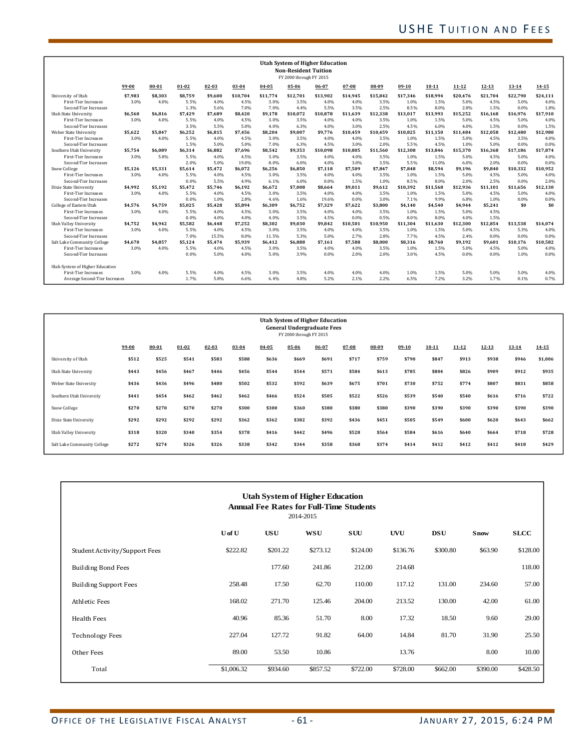**Utah System of Higher Education**
**Non-Resident Tuition**
FY 2000 through FY 2015

| | 99-00 | 00-01 | 01-02 | 02-03 | 03-04 | 04-05 | 05-06 | 06-07 | 07-08 | 08-09 | 09-10 | 10-11 | 11-12 | 12-13 | 13-14 | 14-15 |
|---|---|---|---|---|---|---|---|---|---|---|---|---|---|---|---|---|
| University of Utah | $7,983 | $8,303 | $8,759 | $9,600 | $10,704 | $11,774 | $12,701 | $13,902 | $14,945 | $15,842 | $17,346 | $18,994 | $20,476 | $21,704 | $22,790 | $24,111 |
| First-Tier Increases | 3.0% | 4.0% | 5.5% | 4.0% | 4.5% | 3.0% | 3.5% | 4.0% | 4.0% | 3.5% | 1.0% | 1.5% | 5.0% | 4.5% | 5.0% | 4.0% |
| Second-Tier Increases | | | 1.3% | 5.6% | 7.0% | 7.0% | 4.4% | 5.5% | 3.5% | 2.5% | 8.5% | 8.0% | 2.8% | 1.5% | 0.0% | 1.8% |
| Utah State University | $6,560 | $6,816 | $7,429 | $7,689 | $8,420 | $9,178 | $10,072 | $10,878 | $11,639 | $12,338 | $13,017 | $13,993 | $15,252 | $16,168 | $16,976 | $17,910 |
| First-Tier Increases | 3.0% | 4.0% | 5.5% | 4.0% | 4.5% | 3.0% | 3.5% | 4.0% | 4.0% | 3.5% | 1.0% | 1.5% | 5.0% | 4.5% | 5.0% | 4.0% |
| Second-Tier Increases | | | 3.5% | 5.5% | 5.0% | 4.0% | 6.3% | 4.0% | 3.0% | 2.5% | 4.5% | 6.0% | 4.0% | 1.5% | 0.0% | 1.5% |
| Weber State University | $5,622 | $5,847 | $6,252 | $6,815 | $7,456 | $8,204 | $9,007 | $9,776 | $10,459 | $10,459 | $10,825 | $11,150 | $11,484 | $12,058 | $12,480 | $12,980 |
| First-Tier Increases | 3.0% | 4.0% | 5.5% | 4.0% | 4.5% | 3.0% | 3.5% | 4.0% | 4.0% | 3.5% | 1.0% | 1.5% | 5.0% | 4.5% | 3.5% | 4.0% |
| Second-Tier Increases | | | 1.5% | 5.0% | 5.0% | 7.0% | 6.3% | 4.5% | 3.0% | 2.0% | 5.5% | 4.5% | 1.0% | 5.0% | 0.0% | 0.0% |
| Southern Utah University | $5,754 | $6,089 | $6,314 | $6,882 | $7,696 | $8,542 | $9,353 | $10,098 | $10,805 | $11,560 | $12,308 | $13,846 | $15,370 | $16,368 | $17,186 | $17,874 |
| First-Tier Increases | 3.0% | 5.8% | 5.5% | 4.0% | 4.5% | 3.0% | 3.5% | 4.0% | 4.0% | 3.5% | 1.0% | 1.5% | 5.0% | 4.5% | 5.0% | 4.0% |
| Second-Tier Increases | | | 2.0% | 5.0% | 19.0% | 8.0% | 6.0% | 4.0% | 3.0% | 3.5% | 5.5% | 11.0% | 6.0% | 2.0% | 0.0% | 0.0% |
| Snow College | $5,126 | $5,331 | $5,614 | $5,472 | $6,072 | $6,256 | $6,850 | $7,118 | $7,509 | $7,847 | $7,848 | $8,594 | $9,196 | $9,840 | $10,332 | $10,952 |
| First-Tier Increases | 3.0% | 4.0% | 5.5% | 4.0% | 4.5% | 3.0% | 3.5% | 4.0% | 4.0% | 3.5% | 1.0% | 1.5% | 5.0% | 4.5% | 5.0% | 4.0% |
| Second-Tier Increases | | | 0.0% | 5.5% | 4.9% | 6.1% | 6.0% | 0.0% | 1.5% | 1.0% | 8.5% | 8.0% | 2.0% | 2.5% | 0.0% | 2.0% |
| Dixie State University | $4,992 | $5,192 | $5,472 | $5,746 | $6,192 | $6,672 | $7,008 | $8,664 | $9,011 | $9,612 | $10,392 | $11,568 | $12,936 | $11,101 | $11,656 | $12,130 |
| First-Tier Increases | 3.0% | 4.0% | 5.5% | 4.0% | 4.5% | 3.0% | 3.5% | 4.0% | 4.0% | 3.5% | 1.0% | 1.5% | 5.0% | 4.5% | 5.0% | 4.0% |
| Second-Tier Increases | | | 0.0% | 1.0% | 2.8% | 4.6% | 1.6% | 19.6% | 0.0% | 3.0% | 7.1% | 9.9% | 6.8% | 1.0% | 0.0% | 0.0% |
| College of Eastern Utah | $4,576 | $4,759 | $5,025 | $5,428 | $5,894 | $6,309 | $6,752 | $7,329 | $7,622 | $3,800 | $4,140 | $4,540 | $4,944 | $5,241 | $0 | $0 |
| First-Tier Increases | 3.0% | 4.0% | 5.5% | 4.0% | 4.5% | 3.0% | 3.5% | 4.0% | 4.0% | 3.5% | 1.0% | 1.5% | 5.0% | 4.5% | | |
| Second-Tier Increases | | | 0.0% | 4.0% | 4.0% | 4.0% | 3.5% | 4.5% | 0.0% | 0.5% | 8.0% | 8.0% | 4.0% | 1.5% | | |
| Utah Valley University | $4,752 | $4,942 | $5,582 | $6,448 | $7,252 | $8,302 | $9,030 | $9,842 | $10,501 | $10,950 | $11,304 | $11,630 | $12,300 | $12,854 | $13,538 | $14,074 |
| First-Tier Increases | 3.0% | 4.0% | 5.5% | 4.0% | 4.5% | 3.0% | 3.5% | 4.0% | 4.0% | 3.5% | 1.0% | 1.5% | 5.0% | 4.5% | 5.3% | 4.0% |
| Second-Tier Increases | | | 7.0% | 15.5% | 8.0% | 11.5% | 5.3% | 5.0% | 2.7% | 2.8% | 7.7% | 4.5% | 2.4% | 0.0% | 0.0% | 0.0% |
| Salt Lake Community College | $4,670 | $4,857 | $5,124 | $5,474 | $5,939 | $6,412 | $6,888 | $7,161 | $7,588 | $8,000 | $8,316 | $8,760 | $9,192 | $9,601 | $10,176 | $10,582 |
| First-Tier Increases | 3.0% | 4.0% | 5.5% | 4.0% | 4.5% | 3.0% | 3.5% | 4.0% | 4.0% | 3.5% | 1.0% | 1.5% | 5.0% | 4.5% | 5.0% | 4.0% |
| Second-Tier Increases | | | 0.0% | 5.0% | 4.0% | 5.0% | 3.9% | 0.0% | 2.0% | 2.0% | 3.0% | 4.5% | 0.0% | 0.0% | 1.0% | 0.0% |
| Utah System of Higher Education | | | | | | | | | | | | | | | | |
| First-Tier Increases | 3.0% | 4.0% | 5.5% | 4.0% | 4.5% | 3.0% | 3.5% | 4.0% | 4.0% | 4.0% | 1.0% | 1.5% | 5.0% | 5.0% | 5.0% | 4.0% |
| Average Second-Tier Increases | | | 1.7% | 5.8% | 6.6% | 6.4% | 4.8% | 5.2% | 2.1% | 2.2% | 6.5% | 7.2% | 3.2% | 1.7% | 0.1% | 0.7% |

**Utah System of Higher Education**
**General Undergraduate Fees**
FY 2000 through FY 2015

| | 99-00 | 00-01 | 01-02 | 02-03 | 03-04 | 04-05 | 05-06 | 06-07 | 07-08 | 08-09 | 09-10 | 10-11 | 11-12 | 12-13 | 13-14 | 14-15 |
|---|---|---|---|---|---|---|---|---|---|---|---|---|---|---|---|---|
| University of Utah | $512 | $525 | $541 | $583 | $588 | $636 | $669 | $691 | $717 | $759 | $790 | $847 | $913 | $938 | $946 | $1,006 |
| Utah State University | $443 | $456 | $467 | $446 | $456 | $544 | $544 | $571 | $584 | $613 | $785 | $804 | $826 | $909 | $912 | $935 |
| Weber State University | $436 | $436 | $496 | $480 | $502 | $532 | $592 | $639 | $675 | $701 | $730 | $752 | $774 | $807 | $831 | $858 |
| Southern Utah University | $441 | $454 | $462 | $462 | $462 | $466 | $524 | $505 | $522 | $526 | $539 | $540 | $540 | $616 | $716 | $722 |
| Snow College | $270 | $270 | $270 | $270 | $300 | $300 | $360 | $380 | $380 | $380 | $390 | $390 | $390 | $390 | $390 | $390 |
| Dixie State University | $292 | $292 | $292 | $292 | $362 | $362 | $382 | $392 | $436 | $451 | $505 | $549 | $600 | $620 | $643 | $662 |
| Utah Valley University | $318 | $320 | $340 | $354 | $378 | $416 | $442 | $496 | $528 | $564 | $584 | $616 | $640 | $664 | $718 | $728 |
| Salt Lake Community College | $272 | $274 | $326 | $326 | $338 | $342 | $344 | $358 | $368 | $374 | $414 | $412 | $412 | $412 | $418 | $429 |

**Utah System of Higher Education**
**Annual Fee Rates for Full-Time Students**
2014-2015

| | U of U | USU | WSU | SUU | UVU | DSU | Snow | SLCC |
|---|---|---|---|---|---|---|---|---|
| Student Activity/Support Fees | $222.82 | $201.22 | $273.12 | $124.00 | $136.76 | $300.80 | $63.90 | $128.00 |
| Building Bond Fees | | 177.60 | 241.86 | 212.00 | 214.68 | | | 118.00 |
| Building Support Fees | 258.48 | 17.50 | 62.70 | 110.00 | 117.12 | 131.00 | 234.60 | 57.00 |
| Athletic Fees | 168.02 | 271.70 | 125.46 | 204.00 | 213.52 | 130.00 | 42.00 | 61.00 |
| Health Fees | 40.96 | 85.36 | 51.70 | 8.00 | 17.32 | 18.50 | 9.60 | 29.00 |
| Technology Fees | 227.04 | 127.72 | 91.82 | 64.00 | 14.84 | 81.70 | 31.90 | 25.50 |
| Other Fees | 89.00 | 53.50 | 10.86 | | 13.76 | | 8.00 | 10.00 |
| Total | $1,006.32 | $934.60 | $857.52 | $722.00 | $728.00 | $662.00 | $390.00 | $428.50 |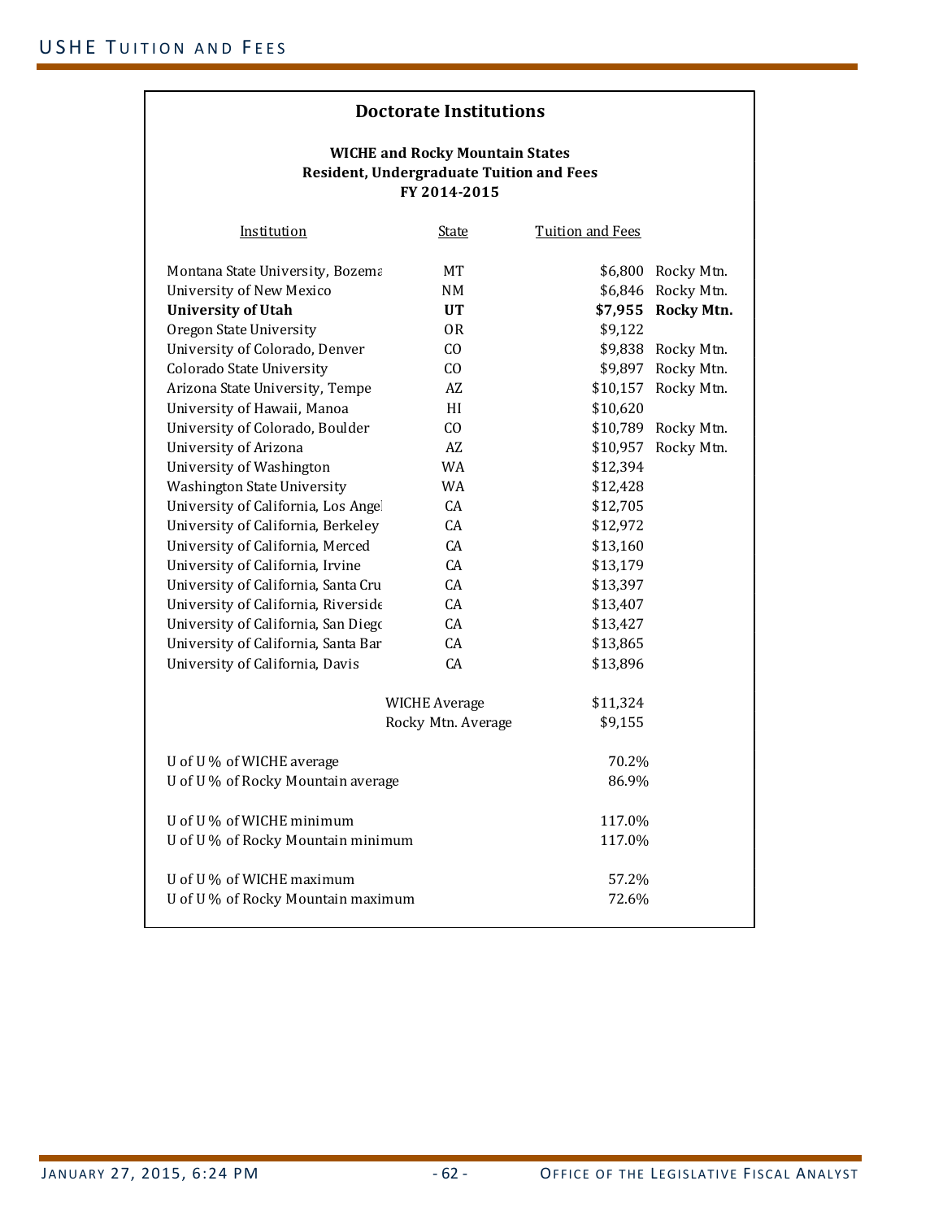## Doctorate Institutions

**WICHE and Rocky Mountain States**
**Resident, Undergraduate Tuition and Fees**
**FY 2014-2015**

| Institution | State | Tuition and Fees | |
|---|---|---|---|
| Montana State University, Bozema | MT | $6,800 | Rocky Mtn. |
| University of New Mexico | NM | $6,846 | Rocky Mtn. |
| **University of Utah** | **UT** | **$7,955** | **Rocky Mtn.** |
| Oregon State University | OR | $9,122 | |
| University of Colorado, Denver | CO | $9,838 | Rocky Mtn. |
| Colorado State University | CO | $9,897 | Rocky Mtn. |
| Arizona State University, Tempe | AZ | $10,157 | Rocky Mtn. |
| University of Hawaii, Manoa | HI | $10,620 | |
| University of Colorado, Boulder | CO | $10,789 | Rocky Mtn. |
| University of Arizona | AZ | $10,957 | Rocky Mtn. |
| University of Washington | WA | $12,394 | |
| Washington State University | WA | $12,428 | |
| University of California, Los Angel | CA | $12,705 | |
| University of California, Berkeley | CA | $12,972 | |
| University of California, Merced | CA | $13,160 | |
| University of California, Irvine | CA | $13,179 | |
| University of California, Santa Cru | CA | $13,397 | |
| University of California, Riverside | CA | $13,407 | |
| University of California, San Diego | CA | $13,427 | |
| University of California, Santa Bar | CA | $13,865 | |
| University of California, Davis | CA | $13,896 | |
| | WICHE Average | $11,324 | |
| | Rocky Mtn. Average | $9,155 | |

| | |
|---|---|
| U of U % of WICHE average | 70.2% |
| U of U % of Rocky Mountain average | 86.9% |
| U of U % of WICHE minimum | 117.0% |
| U of U % of Rocky Mountain minimum | 117.0% |
| U of U % of WICHE maximum | 57.2% |
| U of U % of Rocky Mountain maximum | 72.6% |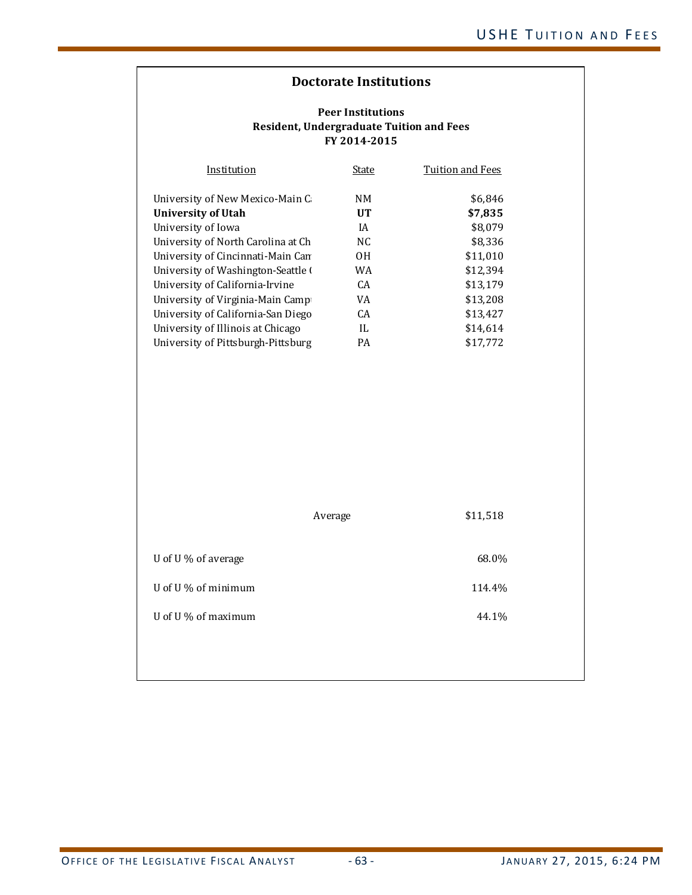## Doctorate Institutions

### Peer Institutions
### Resident, Undergraduate Tuition and Fees
### FY 2014-2015

| Institution | State | Tuition and Fees |
|---|---|---|
| University of New Mexico-Main Ca | NM | $6,846 |
| **University of Utah** | **UT** | **$7,835** |
| University of Iowa | IA | $8,079 |
| University of North Carolina at Ch | NC | $8,336 |
| University of Cincinnati-Main Cam | OH | $11,010 |
| University of Washington-Seattle ( | WA | $12,394 |
| University of California-Irvine | CA | $13,179 |
| University of Virginia-Main Campu | VA | $13,208 |
| University of California-San Diego | CA | $13,427 |
| University of Illinois at Chicago | IL | $14,614 |
| University of Pittsburgh-Pittsburg | PA | $17,772 |
| | Average | $11,518 |

| | |
|---|---|
| U of U % of average | 68.0% |
| U of U % of minimum | 114.4% |
| U of U % of maximum | 44.1% |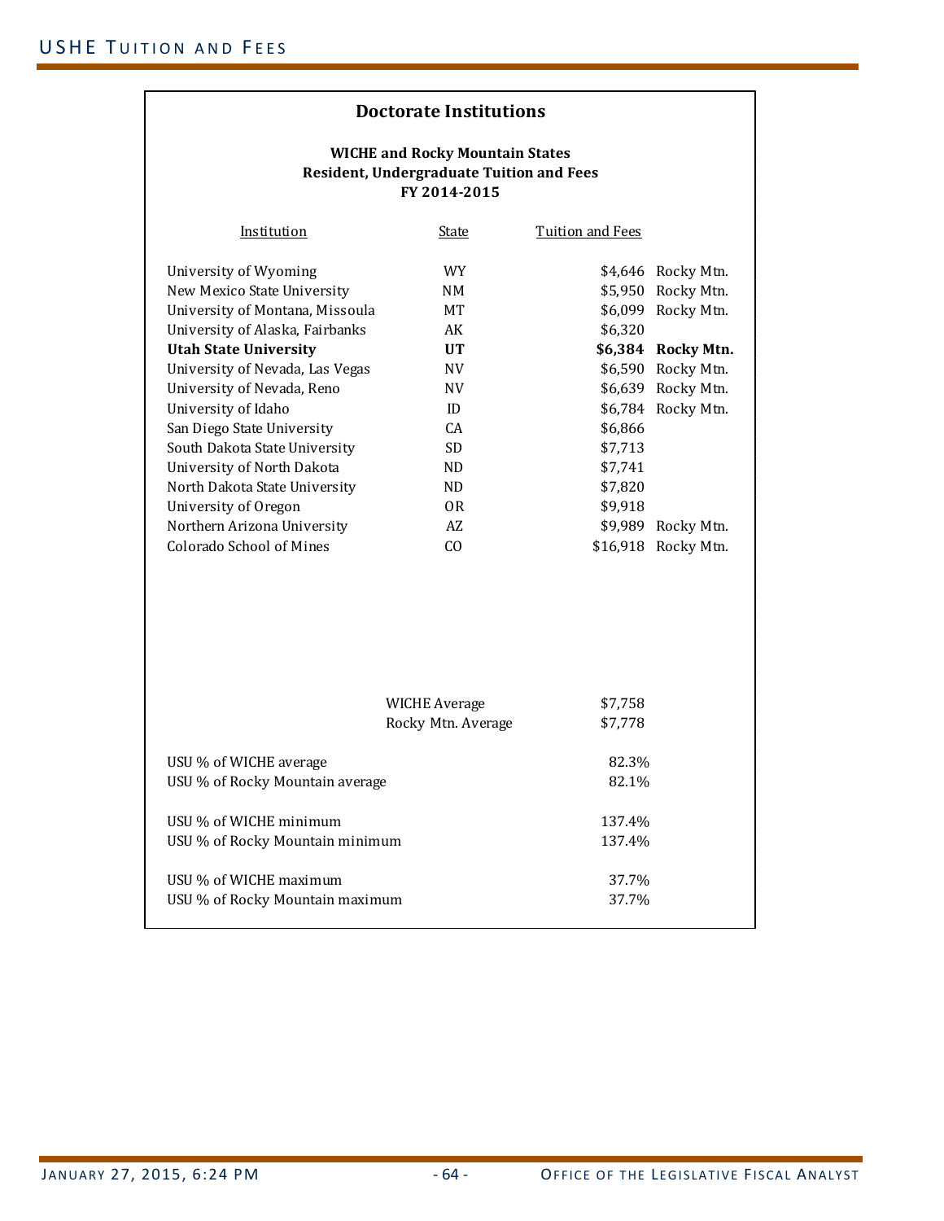## Doctorate Institutions

**WICHE and Rocky Mountain States**
**Resident, Undergraduate Tuition and Fees**
**FY 2014-2015**

| Institution | State | Tuition and Fees | |
|---|---|---|---|
| University of Wyoming | WY | $4,646 | Rocky Mtn. |
| New Mexico State University | NM | $5,950 | Rocky Mtn. |
| University of Montana, Missoula | MT | $6,099 | Rocky Mtn. |
| University of Alaska, Fairbanks | AK | $6,320 | |
| **Utah State University** | **UT** | **$6,384** | **Rocky Mtn.** |
| University of Nevada, Las Vegas | NV | $6,590 | Rocky Mtn. |
| University of Nevada, Reno | NV | $6,639 | Rocky Mtn. |
| University of Idaho | ID | $6,784 | Rocky Mtn. |
| San Diego State University | CA | $6,866 | |
| South Dakota State University | SD | $7,713 | |
| University of North Dakota | ND | $7,741 | |
| North Dakota State University | ND | $7,820 | |
| University of Oregon | OR | $9,918 | |
| Northern Arizona University | AZ | $9,989 | Rocky Mtn. |
| Colorado School of Mines | CO | $16,918 | Rocky Mtn. |

| | |
|---|---|
| WICHE Average | $7,758 |
| Rocky Mtn. Average | $7,778 |
| USU % of WICHE average | 82.3% |
| USU % of Rocky Mountain average | 82.1% |
| USU % of WICHE minimum | 137.4% |
| USU % of Rocky Mountain minimum | 137.4% |
| USU % of WICHE maximum | 37.7% |
| USU % of Rocky Mountain maximum | 37.7% |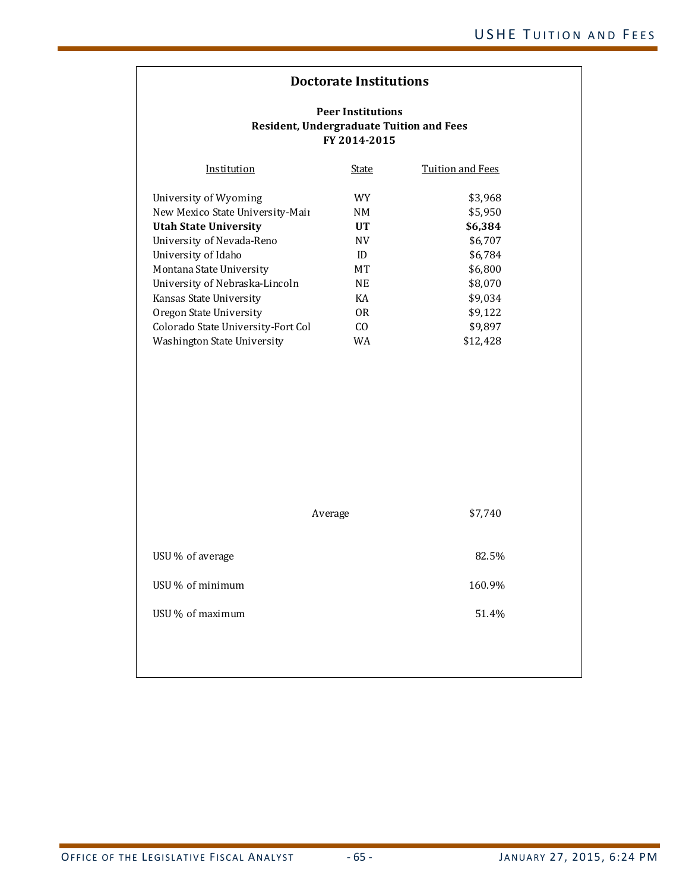## Doctorate Institutions

**Peer Institutions**
**Resident, Undergraduate Tuition and Fees**
**FY 2014-2015**

| Institution | State | Tuition and Fees |
|---|---|---|
| University of Wyoming | WY | $3,968 |
| New Mexico State University-Mair | NM | $5,950 |
| **Utah State University** | **UT** | **$6,384** |
| University of Nevada-Reno | NV | $6,707 |
| University of Idaho | ID | $6,784 |
| Montana State University | MT | $6,800 |
| University of Nebraska-Lincoln | NE | $8,070 |
| Kansas State University | KA | $9,034 |
| Oregon State University | OR | $9,122 |
| Colorado State University-Fort Col | CO | $9,897 |
| Washington State University | WA | $12,428 |
| | Average | $7,740 |
| USU % of average | | 82.5% |
| USU % of minimum | | 160.9% |
| USU % of maximum | | 51.4% |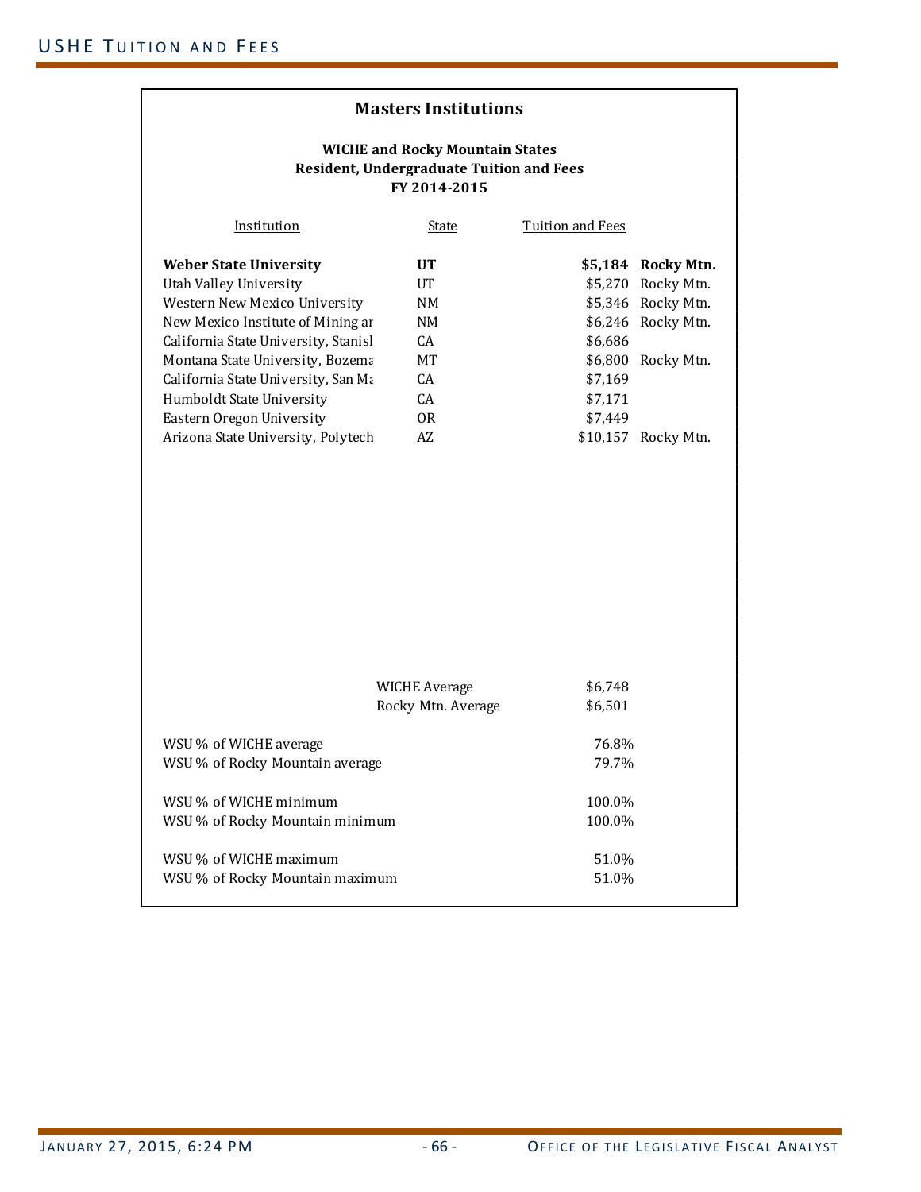## Masters Institutions

### WICHE and Rocky Mountain States
### Resident, Undergraduate Tuition and Fees
### FY 2014-2015

| Institution | State | Tuition and Fees | |
|---|---|---|---|
| **Weber State University** | **UT** | **$5,184** | **Rocky Mtn.** |
| Utah Valley University | UT | $5,270 | Rocky Mtn. |
| Western New Mexico University | NM | $5,346 | Rocky Mtn. |
| New Mexico Institute of Mining ar | NM | $6,246 | Rocky Mtn. |
| California State University, Stanisl | CA | $6,686 | |
| Montana State University, Bozema | MT | $6,800 | Rocky Mtn. |
| California State University, San Ma | CA | $7,169 | |
| Humboldt State University | CA | $7,171 | |
| Eastern Oregon University | OR | $7,449 | |
| Arizona State University, Polytech | AZ | $10,157 | Rocky Mtn. |

| | |
|---|---|
| WICHE Average | $6,748 |
| Rocky Mtn. Average | $6,501 |

| | |
|---|---|
| WSU % of WICHE average | 76.8% |
| WSU % of Rocky Mountain average | 79.7% |
| WSU % of WICHE minimum | 100.0% |
| WSU % of Rocky Mountain minimum | 100.0% |
| WSU % of WICHE maximum | 51.0% |
| WSU % of Rocky Mountain maximum | 51.0% |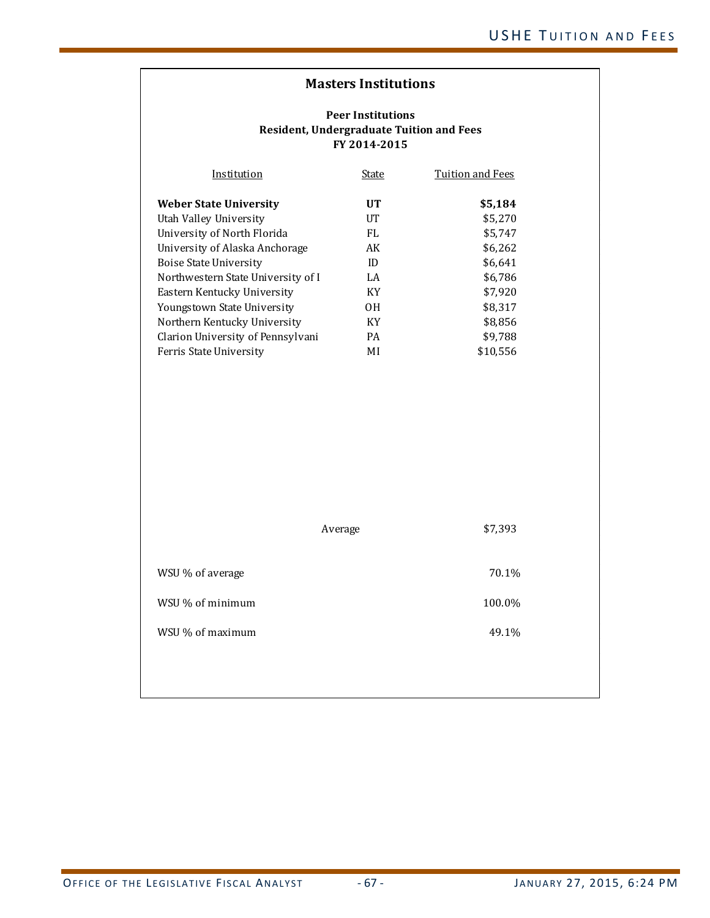## Masters Institutions

**Peer Institutions**
**Resident, Undergraduate Tuition and Fees**
**FY 2014-2015**

| Institution | State | Tuition and Fees |
|---|---|---|
| **Weber State University** | **UT** | **$5,184** |
| Utah Valley University | UT | $5,270 |
| University of North Florida | FL | $5,747 |
| University of Alaska Anchorage | AK | $6,262 |
| Boise State University | ID | $6,641 |
| Northwestern State University of I | LA | $6,786 |
| Eastern Kentucky University | KY | $7,920 |
| Youngstown State University | OH | $8,317 |
| Northern Kentucky University | KY | $8,856 |
| Clarion University of Pennsylvani | PA | $9,788 |
| Ferris State University | MI | $10,556 |
| | Average | $7,393 |
| WSU % of average | | 70.1% |
| WSU % of minimum | | 100.0% |
| WSU % of maximum | | 49.1% |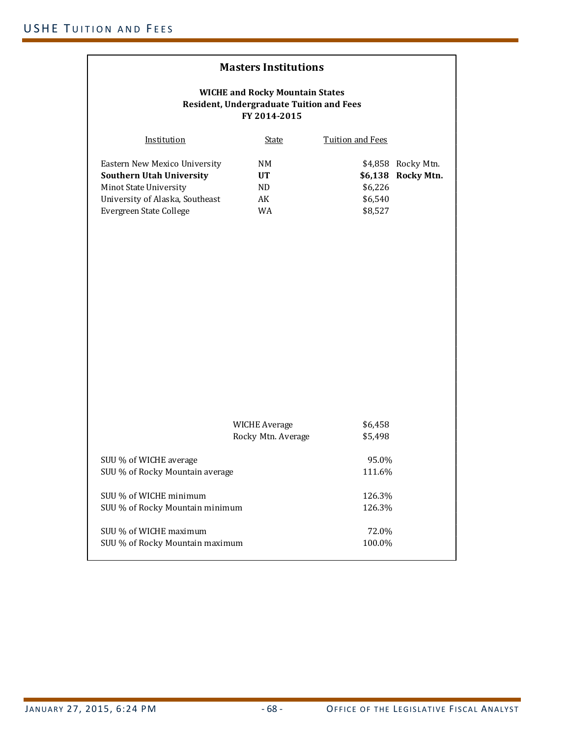## Masters Institutions

**WICHE and Rocky Mountain States**
**Resident, Undergraduate Tuition and Fees**
**FY 2014-2015**

| Institution | State | Tuition and Fees | |
|---|---|---|---|
| Eastern New Mexico University | NM | $4,858 | Rocky Mtn. |
| **Southern Utah University** | **UT** | **$6,138** | **Rocky Mtn.** |
| Minot State University | ND | $6,226 | |
| University of Alaska, Southeast | AK | $6,540 | |
| Evergreen State College | WA | $8,527 | |

| | |
|---|---|
| WICHE Average | $6,458 |
| Rocky Mtn. Average | $5,498 |

| | |
|---|---|
| SUU % of WICHE average | 95.0% |
| SUU % of Rocky Mountain average | 111.6% |
| SUU % of WICHE minimum | 126.3% |
| SUU % of Rocky Mountain minimum | 126.3% |
| SUU % of WICHE maximum | 72.0% |
| SUU % of Rocky Mountain maximum | 100.0% |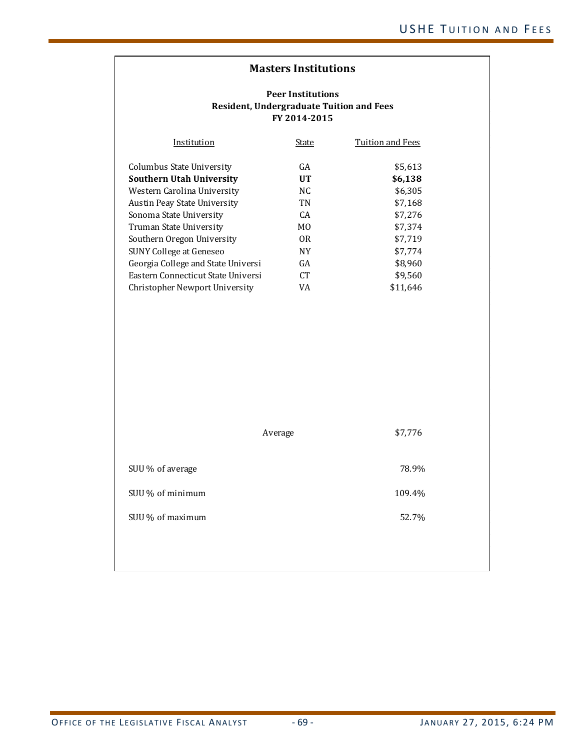## Masters Institutions

**Peer Institutions**
**Resident, Undergraduate Tuition and Fees**
**FY 2014-2015**

| Institution | State | Tuition and Fees |
|---|---|---|
| Columbus State University | GA | $5,613 |
| **Southern Utah University** | **UT** | **$6,138** |
| Western Carolina University | NC | $6,305 |
| Austin Peay State University | TN | $7,168 |
| Sonoma State University | CA | $7,276 |
| Truman State University | MO | $7,374 |
| Southern Oregon University | OR | $7,719 |
| SUNY College at Geneseo | NY | $7,774 |
| Georgia College and State Universi | GA | $8,960 |
| Eastern Connecticut State Universi | CT | $9,560 |
| Christopher Newport University | VA | $11,646 |
| | Average | $7,776 |

| | |
|---|---|
| SUU % of average | 78.9% |
| SUU % of minimum | 109.4% |
| SUU % of maximum | 52.7% |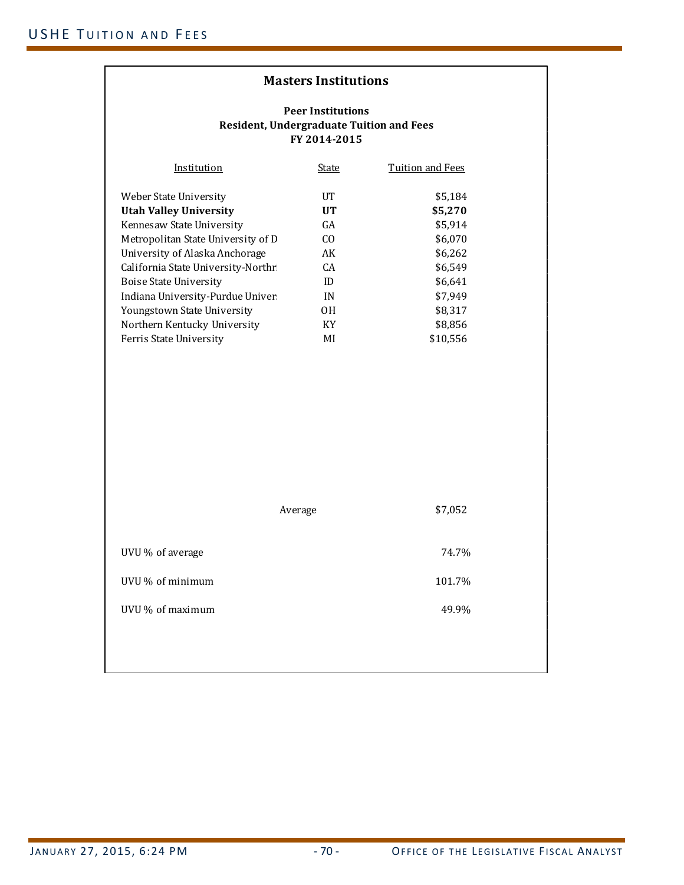## Masters Institutions

### Peer Institutions
### Resident, Undergraduate Tuition and Fees
### FY 2014-2015

| Institution | State | Tuition and Fees |
|---|---|---|
| Weber State University | UT | $5,184 |
| **Utah Valley University** | **UT** | **$5,270** |
| Kennesaw State University | GA | $5,914 |
| Metropolitan State University of D | CO | $6,070 |
| University of Alaska Anchorage | AK | $6,262 |
| California State University-Northr | CA | $6,549 |
| Boise State University | ID | $6,641 |
| Indiana University-Purdue Univers | IN | $7,949 |
| Youngstown State University | OH | $8,317 |
| Northern Kentucky University | KY | $8,856 |
| Ferris State University | MI | $10,556 |
| | Average | $7,052 |

| | |
|---|---|
| UVU % of average | 74.7% |
| UVU % of minimum | 101.7% |
| UVU % of maximum | 49.9% |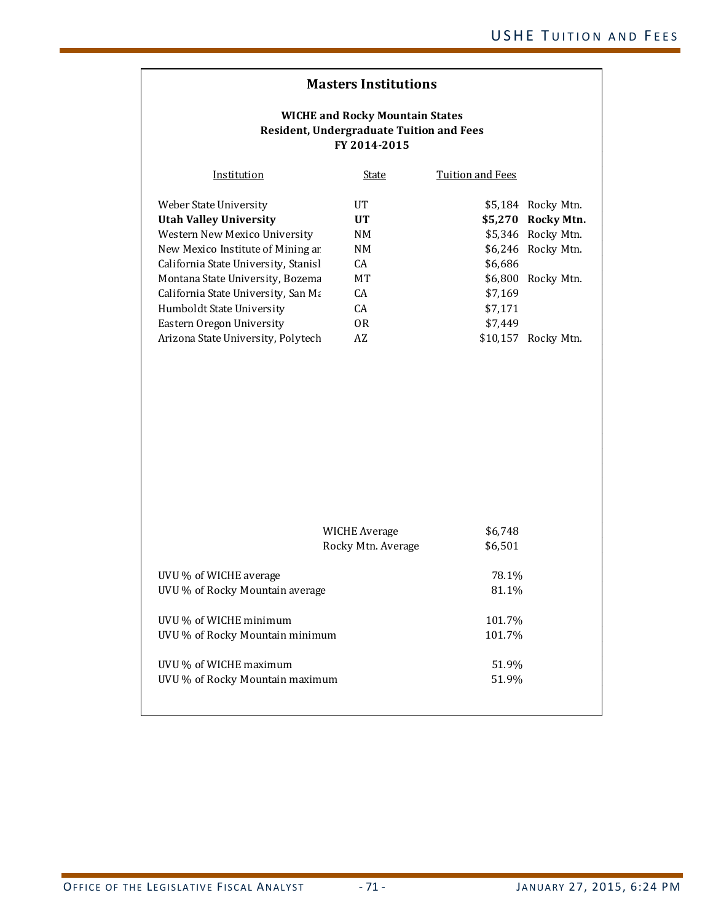## Masters Institutions

**WICHE and Rocky Mountain States**
**Resident, Undergraduate Tuition and Fees**
**FY 2014-2015**

| Institution | State | Tuition and Fees | |
|---|---|---|---|
| Weber State University | UT | $5,184 | Rocky Mtn. |
| **Utah Valley University** | **UT** | **$5,270** | **Rocky Mtn.** |
| Western New Mexico University | NM | $5,346 | Rocky Mtn. |
| New Mexico Institute of Mining ar | NM | $6,246 | Rocky Mtn. |
| California State University, Stanisl | CA | $6,686 | |
| Montana State University, Bozema | MT | $6,800 | Rocky Mtn. |
| California State University, San Ma | CA | $7,169 | |
| Humboldt State University | CA | $7,171 | |
| Eastern Oregon University | OR | $7,449 | |
| Arizona State University, Polytech | AZ | $10,157 | Rocky Mtn. |

| | |
|---|---|
| WICHE Average | $6,748 |
| Rocky Mtn. Average | $6,501 |

| | |
|---|---|
| UVU % of WICHE average | 78.1% |
| UVU % of Rocky Mountain average | 81.1% |
| UVU % of WICHE minimum | 101.7% |
| UVU % of Rocky Mountain minimum | 101.7% |
| UVU % of WICHE maximum | 51.9% |
| UVU % of Rocky Mountain maximum | 51.9% |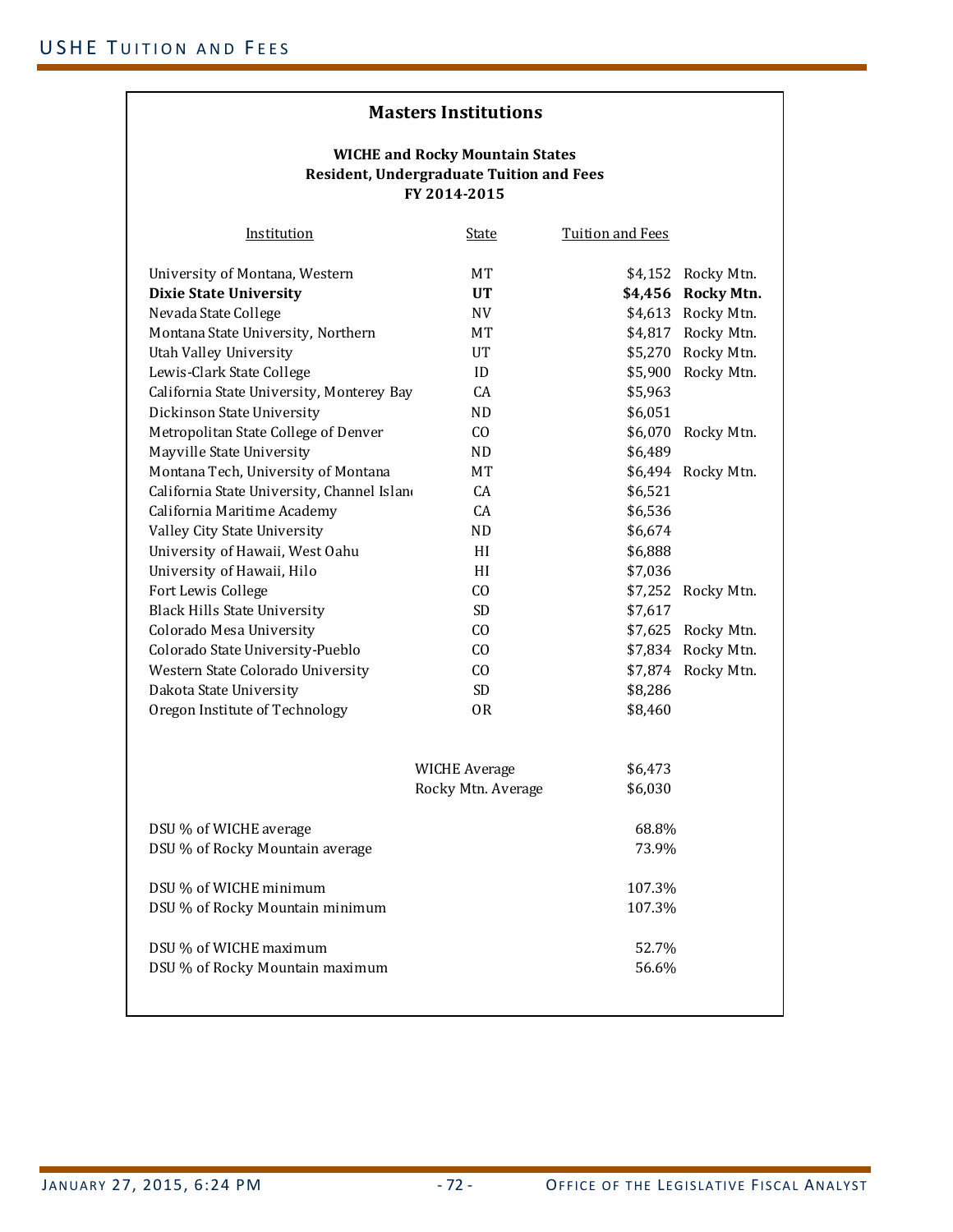## Masters Institutions

**WICHE and Rocky Mountain States**
**Resident, Undergraduate Tuition and Fees**
**FY 2014-2015**

| Institution | State | Tuition and Fees | |
|---|---|---|---|
| University of Montana, Western | MT | $4,152 | Rocky Mtn. |
| **Dixie State University** | **UT** | **$4,456** | **Rocky Mtn.** |
| Nevada State College | NV | $4,613 | Rocky Mtn. |
| Montana State University, Northern | MT | $4,817 | Rocky Mtn. |
| Utah Valley University | UT | $5,270 | Rocky Mtn. |
| Lewis-Clark State College | ID | $5,900 | Rocky Mtn. |
| California State University, Monterey Bay | CA | $5,963 | |
| Dickinson State University | ND | $6,051 | |
| Metropolitan State College of Denver | CO | $6,070 | Rocky Mtn. |
| Mayville State University | ND | $6,489 | |
| Montana Tech, University of Montana | MT | $6,494 | Rocky Mtn. |
| California State University, Channel Islan | CA | $6,521 | |
| California Maritime Academy | CA | $6,536 | |
| Valley City State University | ND | $6,674 | |
| University of Hawaii, West Oahu | HI | $6,888 | |
| University of Hawaii, Hilo | HI | $7,036 | |
| Fort Lewis College | CO | $7,252 | Rocky Mtn. |
| Black Hills State University | SD | $7,617 | |
| Colorado Mesa University | CO | $7,625 | Rocky Mtn. |
| Colorado State University-Pueblo | CO | $7,834 | Rocky Mtn. |
| Western State Colorado University | CO | $7,874 | Rocky Mtn. |
| Dakota State University | SD | $8,286 | |
| Oregon Institute of Technology | OR | $8,460 | |
| | WICHE Average | $6,473 | |
| | Rocky Mtn. Average | $6,030 | |

| | |
|---|---|
| DSU % of WICHE average | 68.8% |
| DSU % of Rocky Mountain average | 73.9% |
| DSU % of WICHE minimum | 107.3% |
| DSU % of Rocky Mountain minimum | 107.3% |
| DSU % of WICHE maximum | 52.7% |
| DSU % of Rocky Mountain maximum | 56.6% |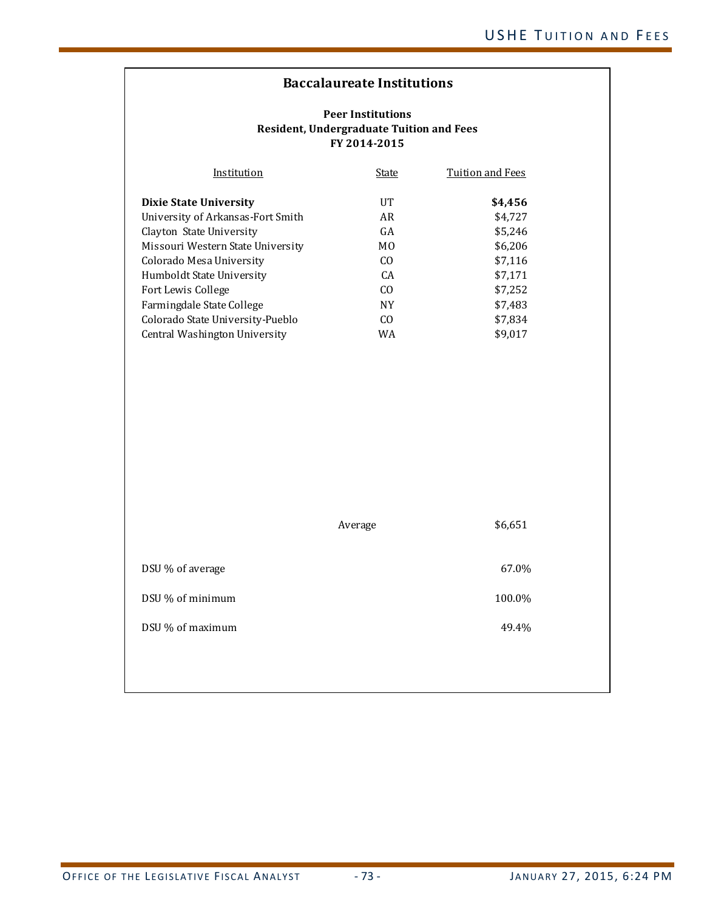## Baccalaureate Institutions

### Peer Institutions
### Resident, Undergraduate Tuition and Fees
### FY 2014-2015

| Institution | State | Tuition and Fees |
|---|---|---|
| **Dixie State University** | UT | **$4,456** |
| University of Arkansas-Fort Smith | AR | $4,727 |
| Clayton State University | GA | $5,246 |
| Missouri Western State University | MO | $6,206 |
| Colorado Mesa University | CO | $7,116 |
| Humboldt State University | CA | $7,171 |
| Fort Lewis College | CO | $7,252 |
| Farmingdale State College | NY | $7,483 |
| Colorado State University-Pueblo | CO | $7,834 |
| Central Washington University | WA | $9,017 |
| | Average | $6,651 |
| DSU % of average | | 67.0% |
| DSU % of minimum | | 100.0% |
| DSU % of maximum | | 49.4% |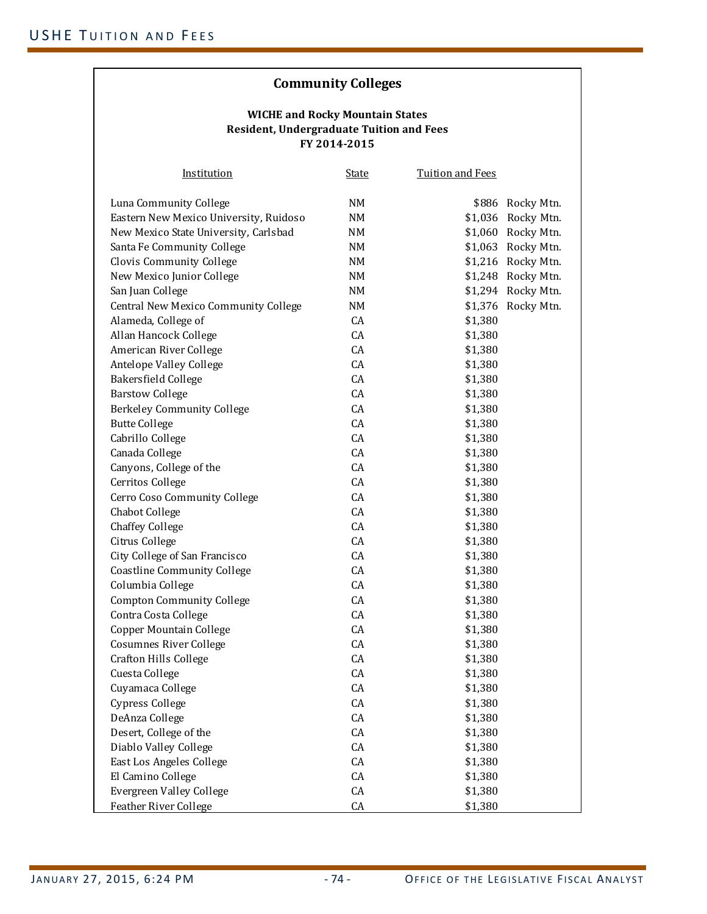## Community Colleges

**WICHE and Rocky Mountain States**
**Resident, Undergraduate Tuition and Fees**
**FY 2014-2015**

| Institution | State | Tuition and Fees | |
|---|---|---|---|
| Luna Community College | NM | $886 | Rocky Mtn. |
| Eastern New Mexico University, Ruidoso | NM | $1,036 | Rocky Mtn. |
| New Mexico State University, Carlsbad | NM | $1,060 | Rocky Mtn. |
| Santa Fe Community College | NM | $1,063 | Rocky Mtn. |
| Clovis Community College | NM | $1,216 | Rocky Mtn. |
| New Mexico Junior College | NM | $1,248 | Rocky Mtn. |
| San Juan College | NM | $1,294 | Rocky Mtn. |
| Central New Mexico Community College | NM | $1,376 | Rocky Mtn. |
| Alameda, College of | CA | $1,380 | |
| Allan Hancock College | CA | $1,380 | |
| American River College | CA | $1,380 | |
| Antelope Valley College | CA | $1,380 | |
| Bakersfield College | CA | $1,380 | |
| Barstow College | CA | $1,380 | |
| Berkeley Community College | CA | $1,380 | |
| Butte College | CA | $1,380 | |
| Cabrillo College | CA | $1,380 | |
| Canada College | CA | $1,380 | |
| Canyons, College of the | CA | $1,380 | |
| Cerritos College | CA | $1,380 | |
| Cerro Coso Community College | CA | $1,380 | |
| Chabot College | CA | $1,380 | |
| Chaffey College | CA | $1,380 | |
| Citrus College | CA | $1,380 | |
| City College of San Francisco | CA | $1,380 | |
| Coastline Community College | CA | $1,380 | |
| Columbia College | CA | $1,380 | |
| Compton Community College | CA | $1,380 | |
| Contra Costa College | CA | $1,380 | |
| Copper Mountain College | CA | $1,380 | |
| Cosumnes River College | CA | $1,380 | |
| Crafton Hills College | CA | $1,380 | |
| Cuesta College | CA | $1,380 | |
| Cuyamaca College | CA | $1,380 | |
| Cypress College | CA | $1,380 | |
| DeAnza College | CA | $1,380 | |
| Desert, College of the | CA | $1,380 | |
| Diablo Valley College | CA | $1,380 | |
| East Los Angeles College | CA | $1,380 | |
| El Camino College | CA | $1,380 | |
| Evergreen Valley College | CA | $1,380 | |
| Feather River College | CA | $1,380 | |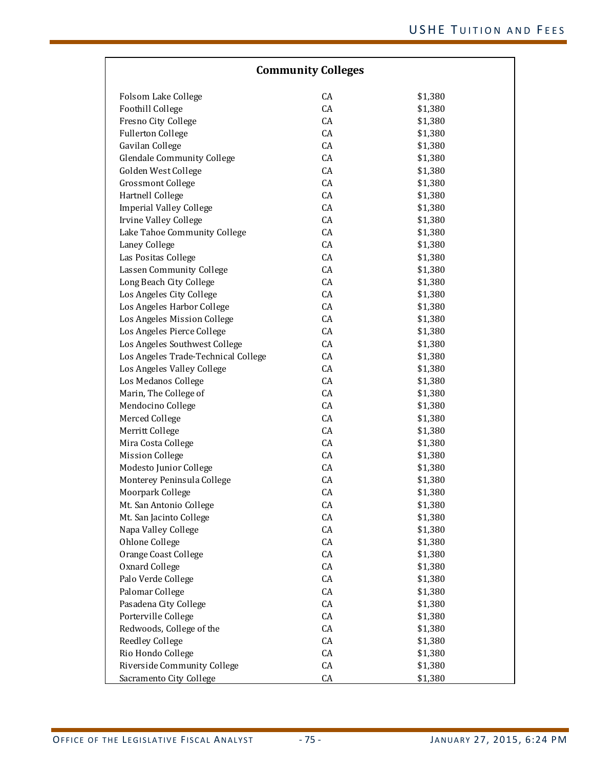| Community Colleges | | |
|---|---|---|
| Folsom Lake College | CA | $1,380 |
| Foothill College | CA | $1,380 |
| Fresno City College | CA | $1,380 |
| Fullerton College | CA | $1,380 |
| Gavilan College | CA | $1,380 |
| Glendale Community College | CA | $1,380 |
| Golden West College | CA | $1,380 |
| Grossmont College | CA | $1,380 |
| Hartnell College | CA | $1,380 |
| Imperial Valley College | CA | $1,380 |
| Irvine Valley College | CA | $1,380 |
| Lake Tahoe Community College | CA | $1,380 |
| Laney College | CA | $1,380 |
| Las Positas College | CA | $1,380 |
| Lassen Community College | CA | $1,380 |
| Long Beach City College | CA | $1,380 |
| Los Angeles City College | CA | $1,380 |
| Los Angeles Harbor College | CA | $1,380 |
| Los Angeles Mission College | CA | $1,380 |
| Los Angeles Pierce College | CA | $1,380 |
| Los Angeles Southwest College | CA | $1,380 |
| Los Angeles Trade-Technical College | CA | $1,380 |
| Los Angeles Valley College | CA | $1,380 |
| Los Medanos College | CA | $1,380 |
| Marin, The College of | CA | $1,380 |
| Mendocino College | CA | $1,380 |
| Merced College | CA | $1,380 |
| Merritt College | CA | $1,380 |
| Mira Costa College | CA | $1,380 |
| Mission College | CA | $1,380 |
| Modesto Junior College | CA | $1,380 |
| Monterey Peninsula College | CA | $1,380 |
| Moorpark College | CA | $1,380 |
| Mt. San Antonio College | CA | $1,380 |
| Mt. San Jacinto College | CA | $1,380 |
| Napa Valley College | CA | $1,380 |
| Ohlone College | CA | $1,380 |
| Orange Coast College | CA | $1,380 |
| Oxnard College | CA | $1,380 |
| Palo Verde College | CA | $1,380 |
| Palomar College | CA | $1,380 |
| Pasadena City College | CA | $1,380 |
| Porterville College | CA | $1,380 |
| Redwoods, College of the | CA | $1,380 |
| Reedley College | CA | $1,380 |
| Rio Hondo College | CA | $1,380 |
| Riverside Community College | CA | $1,380 |
| Sacramento City College | CA | $1,380 |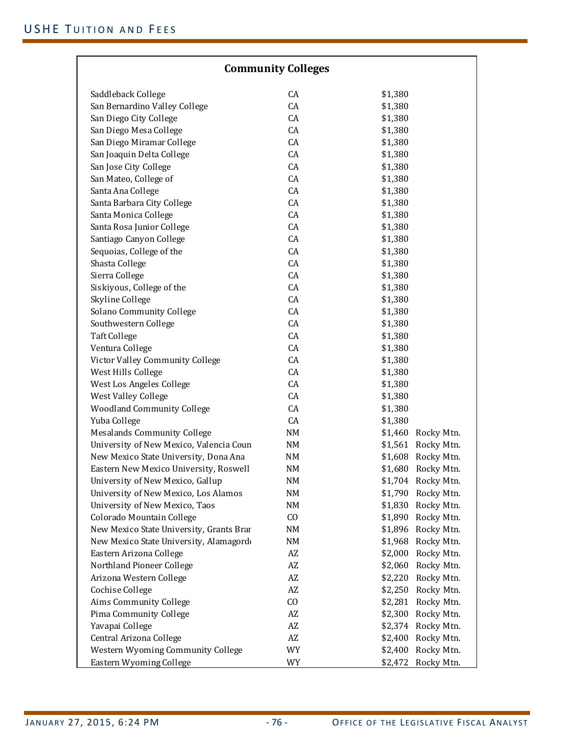## Community Colleges

| | | | |
|---|---|---|---|
| Saddleback College | CA | $1,380 | |
| San Bernardino Valley College | CA | $1,380 | |
| San Diego City College | CA | $1,380 | |
| San Diego Mesa College | CA | $1,380 | |
| San Diego Miramar College | CA | $1,380 | |
| San Joaquin Delta College | CA | $1,380 | |
| San Jose City College | CA | $1,380 | |
| San Mateo, College of | CA | $1,380 | |
| Santa Ana College | CA | $1,380 | |
| Santa Barbara City College | CA | $1,380 | |
| Santa Monica College | CA | $1,380 | |
| Santa Rosa Junior College | CA | $1,380 | |
| Santiago Canyon College | CA | $1,380 | |
| Sequoias, College of the | CA | $1,380 | |
| Shasta College | CA | $1,380 | |
| Sierra College | CA | $1,380 | |
| Siskiyous, College of the | CA | $1,380 | |
| Skyline College | CA | $1,380 | |
| Solano Community College | CA | $1,380 | |
| Southwestern College | CA | $1,380 | |
| Taft College | CA | $1,380 | |
| Ventura College | CA | $1,380 | |
| Victor Valley Community College | CA | $1,380 | |
| West Hills College | CA | $1,380 | |
| West Los Angeles College | CA | $1,380 | |
| West Valley College | CA | $1,380 | |
| Woodland Community College | CA | $1,380 | |
| Yuba College | CA | $1,380 | |
| Mesalands Community College | NM | $1,460 | Rocky Mtn. |
| University of New Mexico, Valencia Coun | NM | $1,561 | Rocky Mtn. |
| New Mexico State University, Dona Ana | NM | $1,608 | Rocky Mtn. |
| Eastern New Mexico University, Roswell | NM | $1,680 | Rocky Mtn. |
| University of New Mexico, Gallup | NM | $1,704 | Rocky Mtn. |
| University of New Mexico, Los Alamos | NM | $1,790 | Rocky Mtn. |
| University of New Mexico, Taos | NM | $1,830 | Rocky Mtn. |
| Colorado Mountain College | CO | $1,890 | Rocky Mtn. |
| New Mexico State University, Grants Bran | NM | $1,896 | Rocky Mtn. |
| New Mexico State University, Alamagord | NM | $1,968 | Rocky Mtn. |
| Eastern Arizona College | AZ | $2,000 | Rocky Mtn. |
| Northland Pioneer College | AZ | $2,060 | Rocky Mtn. |
| Arizona Western College | AZ | $2,220 | Rocky Mtn. |
| Cochise College | AZ | $2,250 | Rocky Mtn. |
| Aims Community College | CO | $2,281 | Rocky Mtn. |
| Pima Community College | AZ | $2,300 | Rocky Mtn. |
| Yavapai College | AZ | $2,374 | Rocky Mtn. |
| Central Arizona College | AZ | $2,400 | Rocky Mtn. |
| Western Wyoming Community College | WY | $2,400 | Rocky Mtn. |
| Eastern Wyoming College | WY | $2,472 | Rocky Mtn. |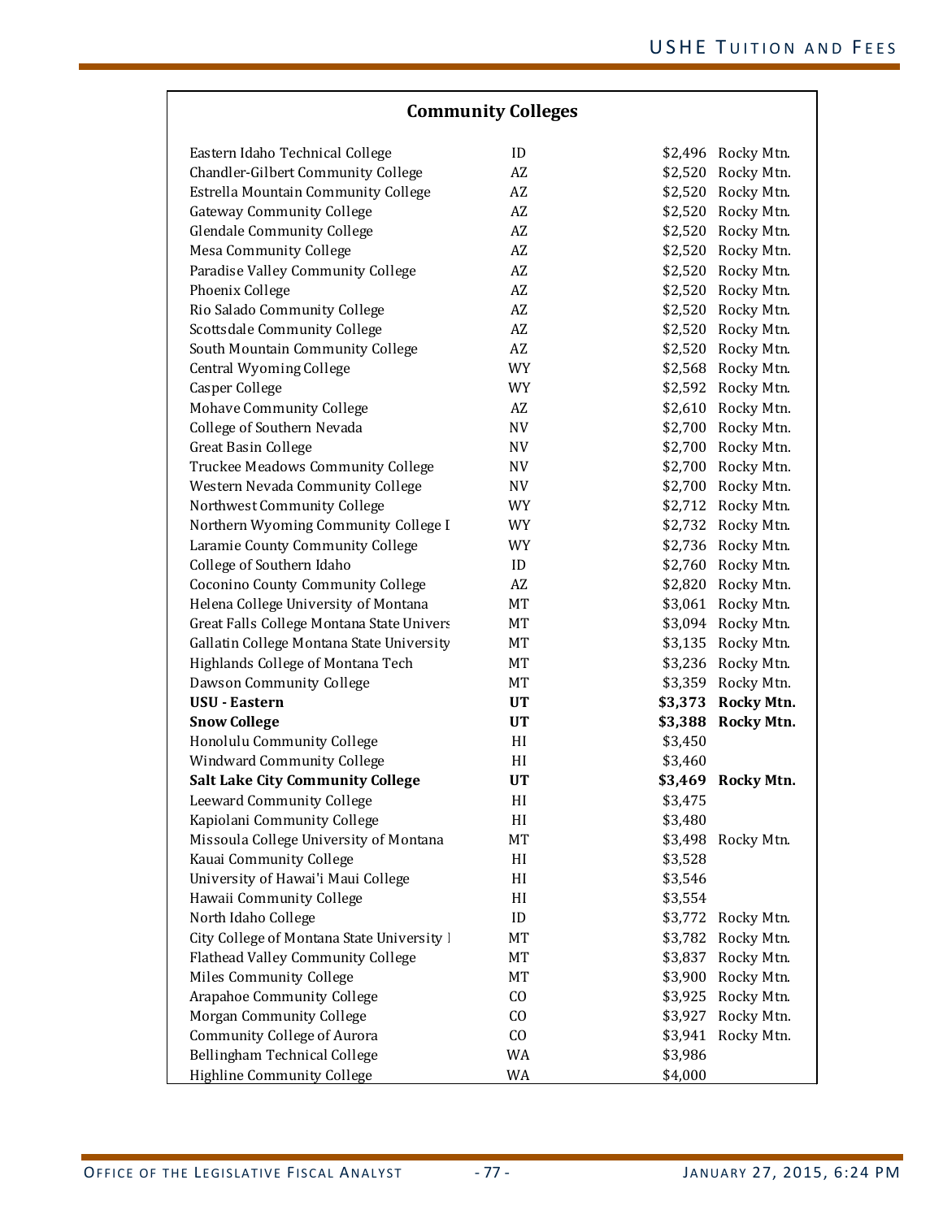## Community Colleges

| | | | |
|---|---|---|---|
| Eastern Idaho Technical College | ID | $2,496 | Rocky Mtn. |
| Chandler-Gilbert Community College | AZ | $2,520 | Rocky Mtn. |
| Estrella Mountain Community College | AZ | $2,520 | Rocky Mtn. |
| Gateway Community College | AZ | $2,520 | Rocky Mtn. |
| Glendale Community College | AZ | $2,520 | Rocky Mtn. |
| Mesa Community College | AZ | $2,520 | Rocky Mtn. |
| Paradise Valley Community College | AZ | $2,520 | Rocky Mtn. |
| Phoenix College | AZ | $2,520 | Rocky Mtn. |
| Rio Salado Community College | AZ | $2,520 | Rocky Mtn. |
| Scottsdale Community College | AZ | $2,520 | Rocky Mtn. |
| South Mountain Community College | AZ | $2,520 | Rocky Mtn. |
| Central Wyoming College | WY | $2,568 | Rocky Mtn. |
| Casper College | WY | $2,592 | Rocky Mtn. |
| Mohave Community College | AZ | $2,610 | Rocky Mtn. |
| College of Southern Nevada | NV | $2,700 | Rocky Mtn. |
| Great Basin College | NV | $2,700 | Rocky Mtn. |
| Truckee Meadows Community College | NV | $2,700 | Rocky Mtn. |
| Western Nevada Community College | NV | $2,700 | Rocky Mtn. |
| Northwest Community College | WY | $2,712 | Rocky Mtn. |
| Northern Wyoming Community College I | WY | $2,732 | Rocky Mtn. |
| Laramie County Community College | WY | $2,736 | Rocky Mtn. |
| College of Southern Idaho | ID | $2,760 | Rocky Mtn. |
| Coconino County Community College | AZ | $2,820 | Rocky Mtn. |
| Helena College University of Montana | MT | $3,061 | Rocky Mtn. |
| Great Falls College Montana State Univers | MT | $3,094 | Rocky Mtn. |
| Gallatin College Montana State University | MT | $3,135 | Rocky Mtn. |
| Highlands College of Montana Tech | MT | $3,236 | Rocky Mtn. |
| Dawson Community College | MT | $3,359 | Rocky Mtn. |
| **USU - Eastern** | **UT** | **$3,373** | **Rocky Mtn.** |
| **Snow College** | **UT** | **$3,388** | **Rocky Mtn.** |
| Honolulu Community College | HI | $3,450 | |
| Windward Community College | HI | $3,460 | |
| **Salt Lake City Community College** | **UT** | **$3,469** | **Rocky Mtn.** |
| Leeward Community College | HI | $3,475 | |
| Kapiolani Community College | HI | $3,480 | |
| Missoula College University of Montana | MT | $3,498 | Rocky Mtn. |
| Kauai Community College | HI | $3,528 | |
| University of Hawai'i Maui College | HI | $3,546 | |
| Hawaii Community College | HI | $3,554 | |
| North Idaho College | ID | $3,772 | Rocky Mtn. |
| City College of Montana State University I | MT | $3,782 | Rocky Mtn. |
| Flathead Valley Community College | MT | $3,837 | Rocky Mtn. |
| Miles Community College | MT | $3,900 | Rocky Mtn. |
| Arapahoe Community College | CO | $3,925 | Rocky Mtn. |
| Morgan Community College | CO | $3,927 | Rocky Mtn. |
| Community College of Aurora | CO | $3,941 | Rocky Mtn. |
| Bellingham Technical College | WA | $3,986 | |
| Highline Community College | WA | $4,000 | |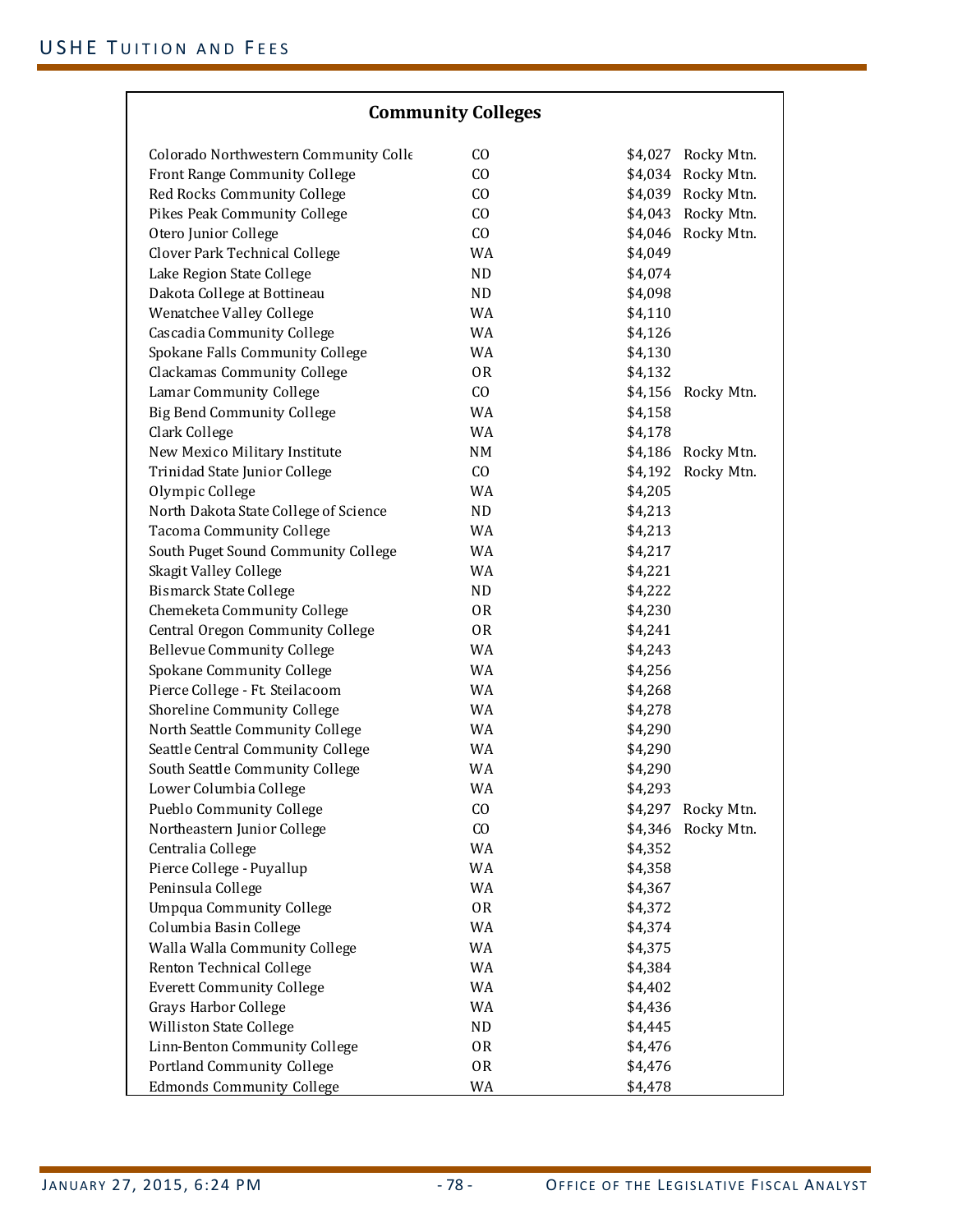## Community Colleges

| | | | |
|---|---|---|---|
| Colorado Northwestern Community Colle | CO | $4,027 | Rocky Mtn. |
| Front Range Community College | CO | $4,034 | Rocky Mtn. |
| Red Rocks Community College | CO | $4,039 | Rocky Mtn. |
| Pikes Peak Community College | CO | $4,043 | Rocky Mtn. |
| Otero Junior College | CO | $4,046 | Rocky Mtn. |
| Clover Park Technical College | WA | $4,049 | |
| Lake Region State College | ND | $4,074 | |
| Dakota College at Bottineau | ND | $4,098 | |
| Wenatchee Valley College | WA | $4,110 | |
| Cascadia Community College | WA | $4,126 | |
| Spokane Falls Community College | WA | $4,130 | |
| Clackamas Community College | OR | $4,132 | |
| Lamar Community College | CO | $4,156 | Rocky Mtn. |
| Big Bend Community College | WA | $4,158 | |
| Clark College | WA | $4,178 | |
| New Mexico Military Institute | NM | $4,186 | Rocky Mtn. |
| Trinidad State Junior College | CO | $4,192 | Rocky Mtn. |
| Olympic College | WA | $4,205 | |
| North Dakota State College of Science | ND | $4,213 | |
| Tacoma Community College | WA | $4,213 | |
| South Puget Sound Community College | WA | $4,217 | |
| Skagit Valley College | WA | $4,221 | |
| Bismarck State College | ND | $4,222 | |
| Chemeketa Community College | OR | $4,230 | |
| Central Oregon Community College | OR | $4,241 | |
| Bellevue Community College | WA | $4,243 | |
| Spokane Community College | WA | $4,256 | |
| Pierce College - Ft. Steilacoom | WA | $4,268 | |
| Shoreline Community College | WA | $4,278 | |
| North Seattle Community College | WA | $4,290 | |
| Seattle Central Community College | WA | $4,290 | |
| South Seattle Community College | WA | $4,290 | |
| Lower Columbia College | WA | $4,293 | |
| Pueblo Community College | CO | $4,297 | Rocky Mtn. |
| Northeastern Junior College | CO | $4,346 | Rocky Mtn. |
| Centralia College | WA | $4,352 | |
| Pierce College - Puyallup | WA | $4,358 | |
| Peninsula College | WA | $4,367 | |
| Umpqua Community College | OR | $4,372 | |
| Columbia Basin College | WA | $4,374 | |
| Walla Walla Community College | WA | $4,375 | |
| Renton Technical College | WA | $4,384 | |
| Everett Community College | WA | $4,402 | |
| Grays Harbor College | WA | $4,436 | |
| Williston State College | ND | $4,445 | |
| Linn-Benton Community College | OR | $4,476 | |
| Portland Community College | OR | $4,476 | |
| Edmonds Community College | WA | $4,478 | |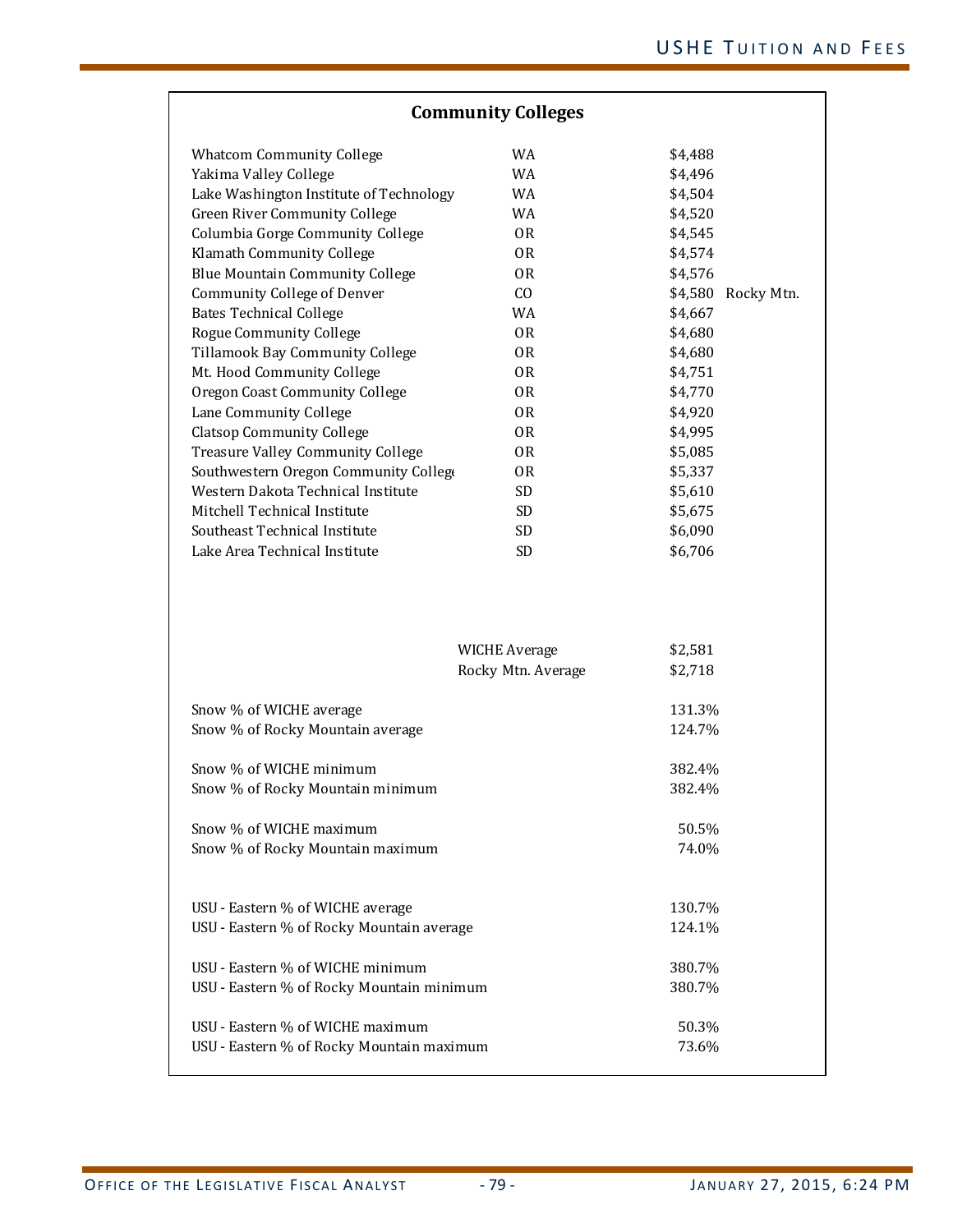## Community Colleges

| | | | |
|---|---|---|---|
| Whatcom Community College | WA | $4,488 | |
| Yakima Valley College | WA | $4,496 | |
| Lake Washington Institute of Technology | WA | $4,504 | |
| Green River Community College | WA | $4,520 | |
| Columbia Gorge Community College | OR | $4,545 | |
| Klamath Community College | OR | $4,574 | |
| Blue Mountain Community College | OR | $4,576 | |
| Community College of Denver | CO | $4,580 | Rocky Mtn. |
| Bates Technical College | WA | $4,667 | |
| Rogue Community College | OR | $4,680 | |
| Tillamook Bay Community College | OR | $4,680 | |
| Mt. Hood Community College | OR | $4,751 | |
| Oregon Coast Community College | OR | $4,770 | |
| Lane Community College | OR | $4,920 | |
| Clatsop Community College | OR | $4,995 | |
| Treasure Valley Community College | OR | $5,085 | |
| Southwestern Oregon Community College | OR | $5,337 | |
| Western Dakota Technical Institute | SD | $5,610 | |
| Mitchell Technical Institute | SD | $5,675 | |
| Southeast Technical Institute | SD | $6,090 | |
| Lake Area Technical Institute | SD | $6,706 | |

| | | |
|---|---|---|
| | WICHE Average | $2,581 |
| | Rocky Mtn. Average | $2,718 |
| Snow % of WICHE average | | 131.3% |
| Snow % of Rocky Mountain average | | 124.7% |
| Snow % of WICHE minimum | | 382.4% |
| Snow % of Rocky Mountain minimum | | 382.4% |
| Snow % of WICHE maximum | | 50.5% |
| Snow % of Rocky Mountain maximum | | 74.0% |
| USU - Eastern % of WICHE average | | 130.7% |
| USU - Eastern % of Rocky Mountain average | | 124.1% |
| USU - Eastern % of WICHE minimum | | 380.7% |
| USU - Eastern % of Rocky Mountain minimum | | 380.7% |
| USU - Eastern % of WICHE maximum | | 50.3% |
| USU - Eastern % of Rocky Mountain maximum | | 73.6% |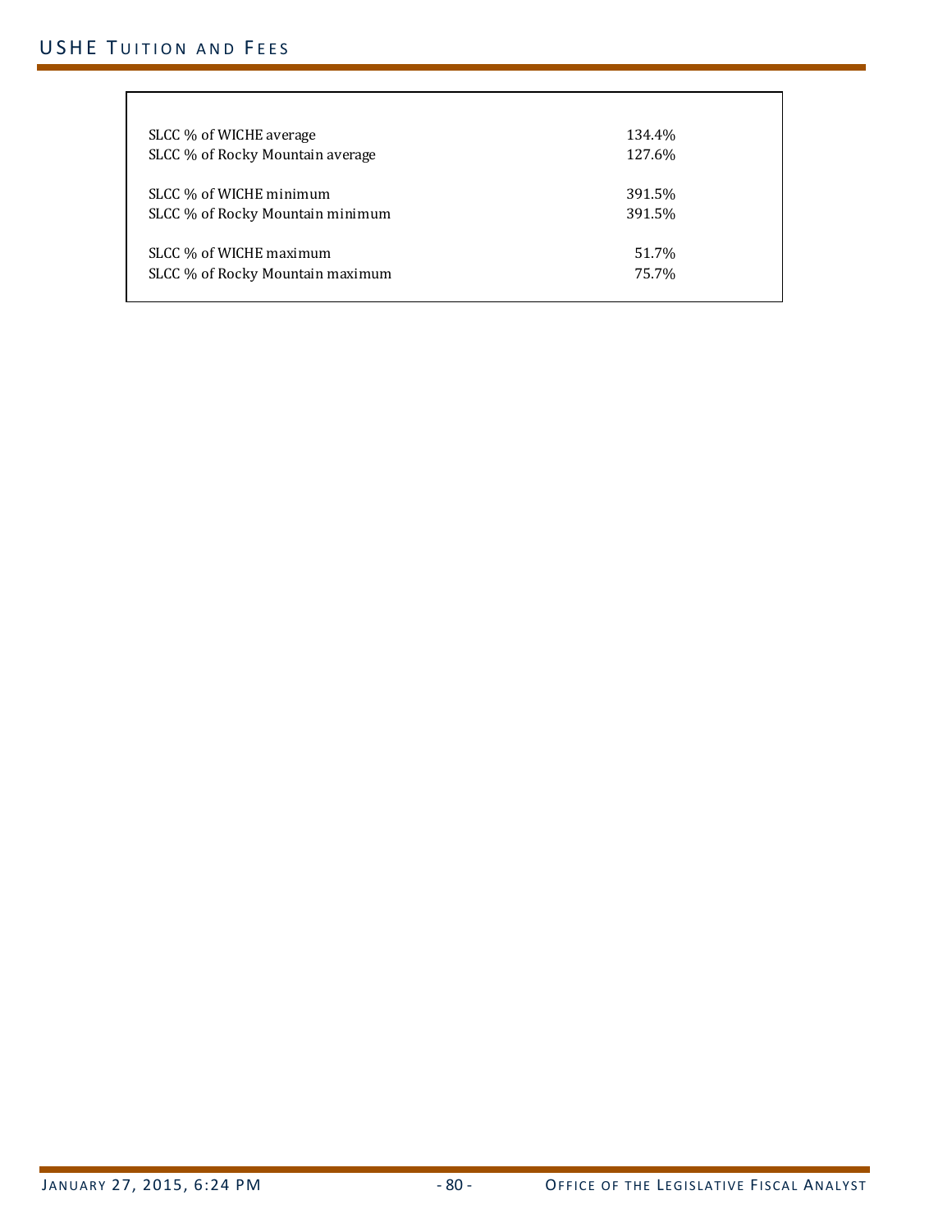| | |
|---|---|
| SLCC % of WICHE average | 134.4% |
| SLCC % of Rocky Mountain average | 127.6% |
| | |
| SLCC % of WICHE minimum | 391.5% |
| SLCC % of Rocky Mountain minimum | 391.5% |
| | |
| SLCC % of WICHE maximum | 51.7% |
| SLCC % of Rocky Mountain maximum | 75.7% |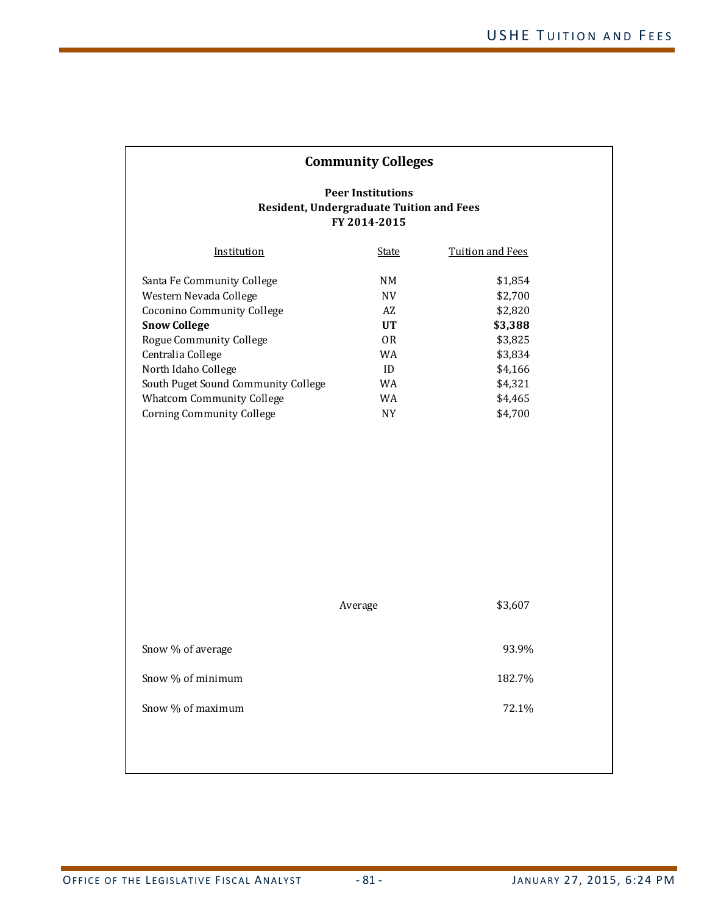## Community Colleges

**Peer Institutions**
**Resident, Undergraduate Tuition and Fees**
**FY 2014-2015**

| Institution | State | Tuition and Fees |
|---|---|---|
| Santa Fe Community College | NM | $1,854 |
| Western Nevada College | NV | $2,700 |
| Coconino Community College | AZ | $2,820 |
| **Snow College** | **UT** | **$3,388** |
| Rogue Community College | OR | $3,825 |
| Centralia College | WA | $3,834 |
| North Idaho College | ID | $4,166 |
| South Puget Sound Community College | WA | $4,321 |
| Whatcom Community College | WA | $4,465 |
| Corning Community College | NY | $4,700 |
| | Average | $3,607 |
| Snow % of average | | 93.9% |
| Snow % of minimum | | 182.7% |
| Snow % of maximum | | 72.1% |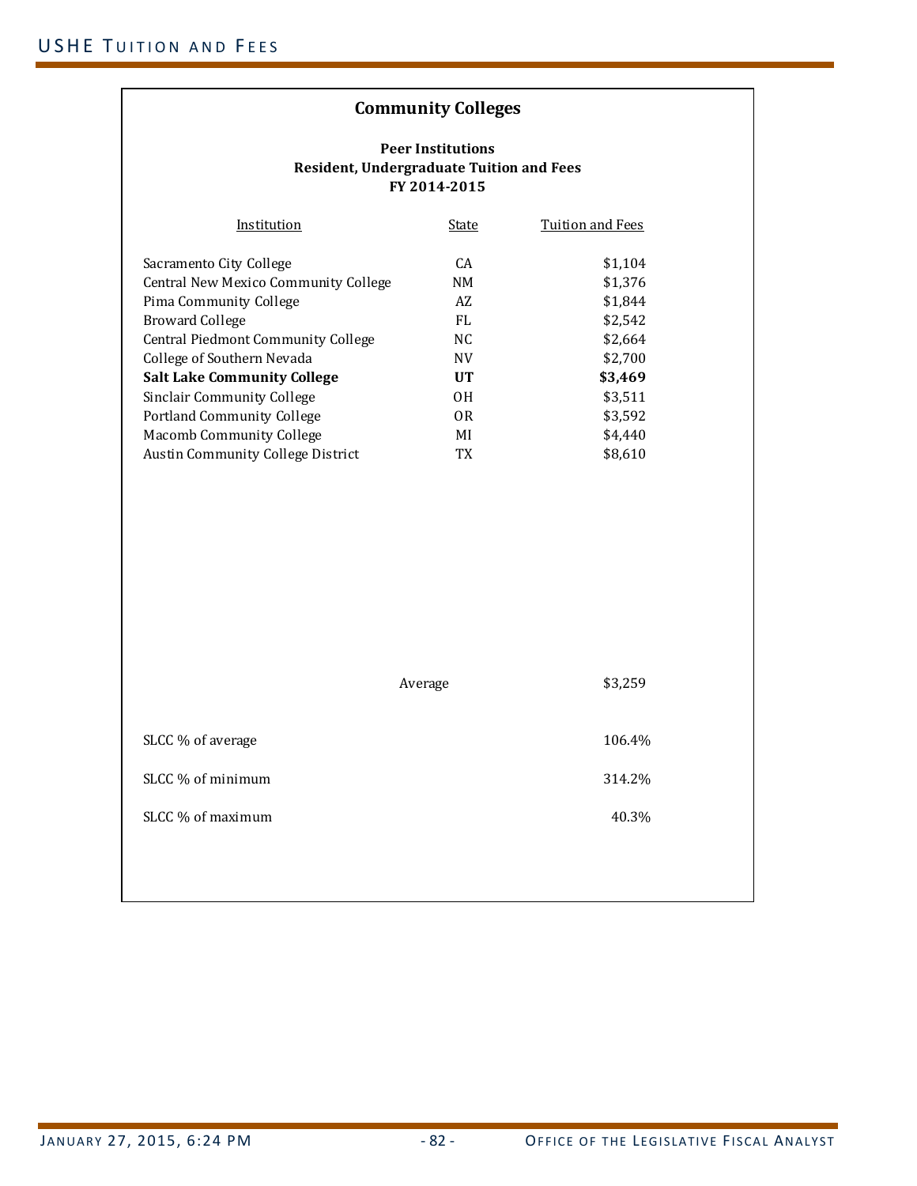## Community Colleges

**Peer Institutions**
**Resident, Undergraduate Tuition and Fees**
**FY 2014-2015**

| Institution | State | Tuition and Fees |
|---|---|---|
| Sacramento City College | CA | $1,104 |
| Central New Mexico Community College | NM | $1,376 |
| Pima Community College | AZ | $1,844 |
| Broward College | FL | $2,542 |
| Central Piedmont Community College | NC | $2,664 |
| College of Southern Nevada | NV | $2,700 |
| **Salt Lake Community College** | **UT** | **$3,469** |
| Sinclair Community College | OH | $3,511 |
| Portland Community College | OR | $3,592 |
| Macomb Community College | MI | $4,440 |
| Austin Community College District | TX | $8,610 |
| | Average | $3,259 |

| | |
|---|---|
| SLCC % of average | 106.4% |
| SLCC % of minimum | 314.2% |
| SLCC % of maximum | 40.3% |